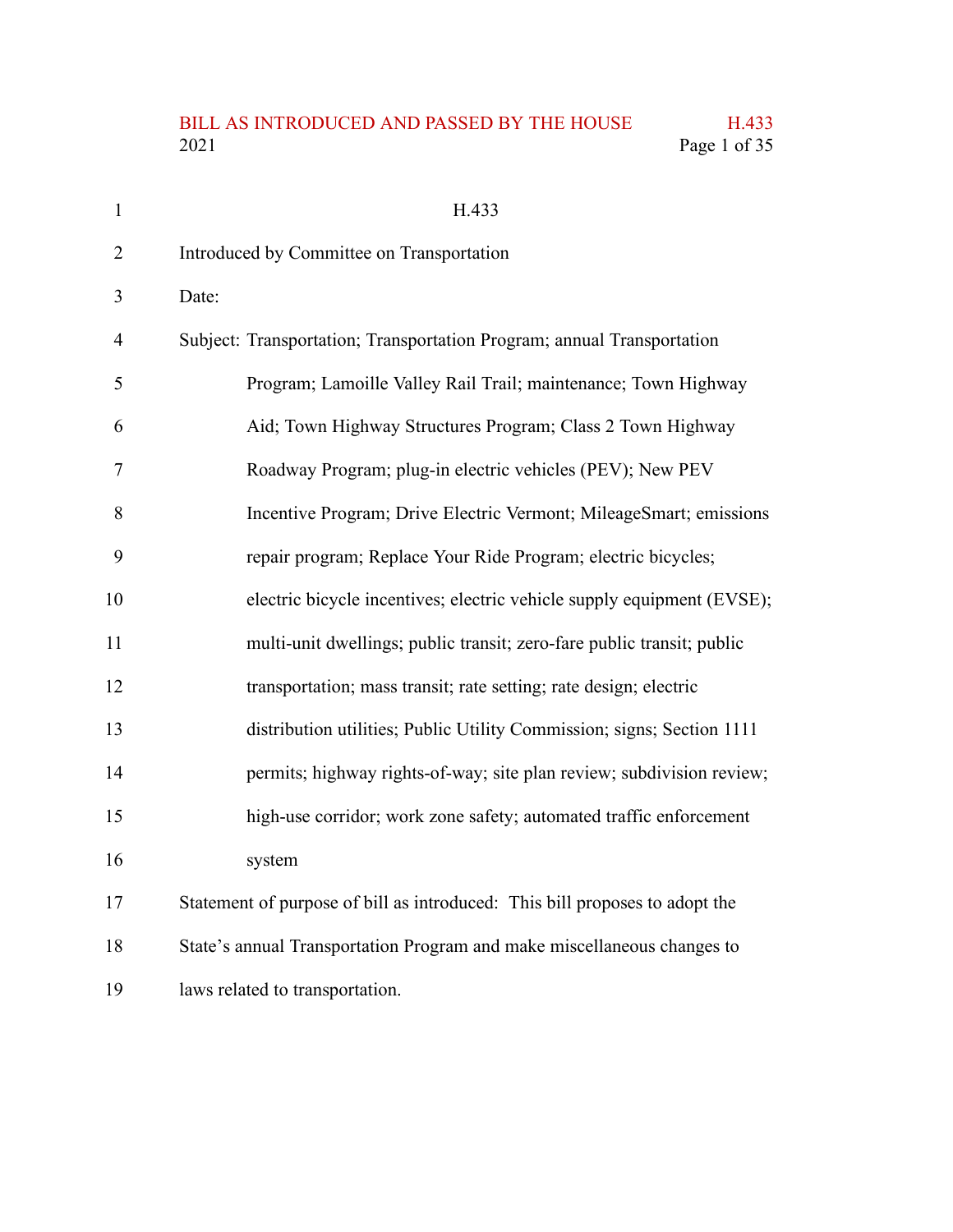H.433

Introduced by Committee on Transportation

Date:

Subject: Transportation; Transportation Program; annual Transportation Program; Lamoille Valley Rail Trail; maintenance; Town Highway Aid; Town Highway Structures Program; Class 2 Town Highway Roadway Program; plug-in electric vehicles (PEV); New PEV Incentive Program; Drive Electric Vermont; MileageSmart; emissions repair program; Replace Your Ride Program; electric bicycles; electric bicycle incentives; electric vehicle supply equipment (EVSE); multi-unit dwellings; public transit; zero-fare public transit; public transportation; mass transit; rate setting; rate design; electric distribution utilities; Public Utility Commission; signs; Section 1111 permits; highway rights-of-way; site plan review; subdivision review; high-use corridor; work zone safety; automated traffic enforcement system

Statement of purpose of bill as introduced: This bill proposes to adopt the State's annual Transportation Program and make miscellaneous changes to laws related to transportation.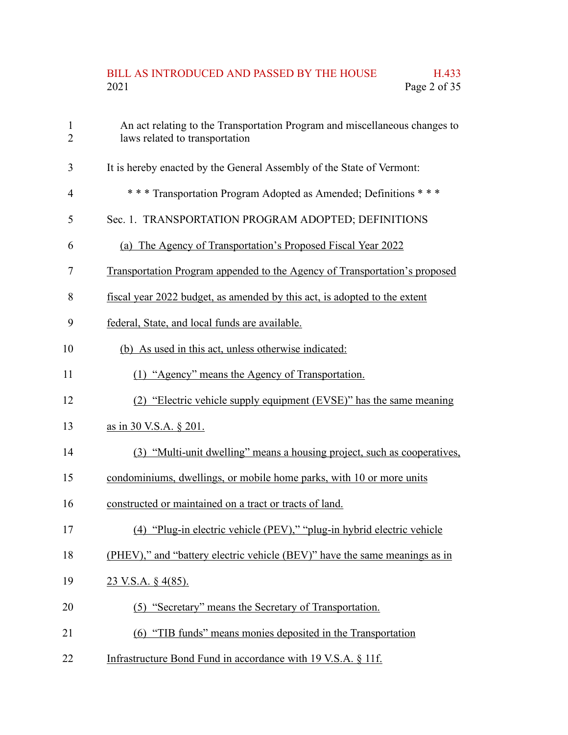An act relating to the Transportation Program and miscellaneous changes to laws related to transportation

It is hereby enacted by the General Assembly of the State of Vermont:

* * * Transportation Program Adopted as Amended; Definitions * * *

Sec. 1. TRANSPORTATION PROGRAM ADOPTED; DEFINITIONS

(a) The Agency of Transportation's Proposed Fiscal Year 2022 Transportation Program appended to the Agency of Transportation's proposed fiscal year 2022 budget, as amended by this act, is adopted to the extent federal, State, and local funds are available.

(b) As used in this act, unless otherwise indicated:

(1) "Agency" means the Agency of Transportation.

(2) "Electric vehicle supply equipment (EVSE)" has the same meaning as in 30 V.S.A. § 201.

(3) "Multi-unit dwelling" means a housing project, such as cooperatives, condominiums, dwellings, or mobile home parks, with 10 or more units constructed or maintained on a tract or tracts of land.

(4) "Plug-in electric vehicle (PEV)," "plug-in hybrid electric vehicle (PHEV)," and "battery electric vehicle (BEV)" have the same meanings as in 23 V.S.A. § 4(85).

(5) "Secretary" means the Secretary of Transportation.

(6) "TIB funds" means monies deposited in the Transportation Infrastructure Bond Fund in accordance with 19 V.S.A. § 11f.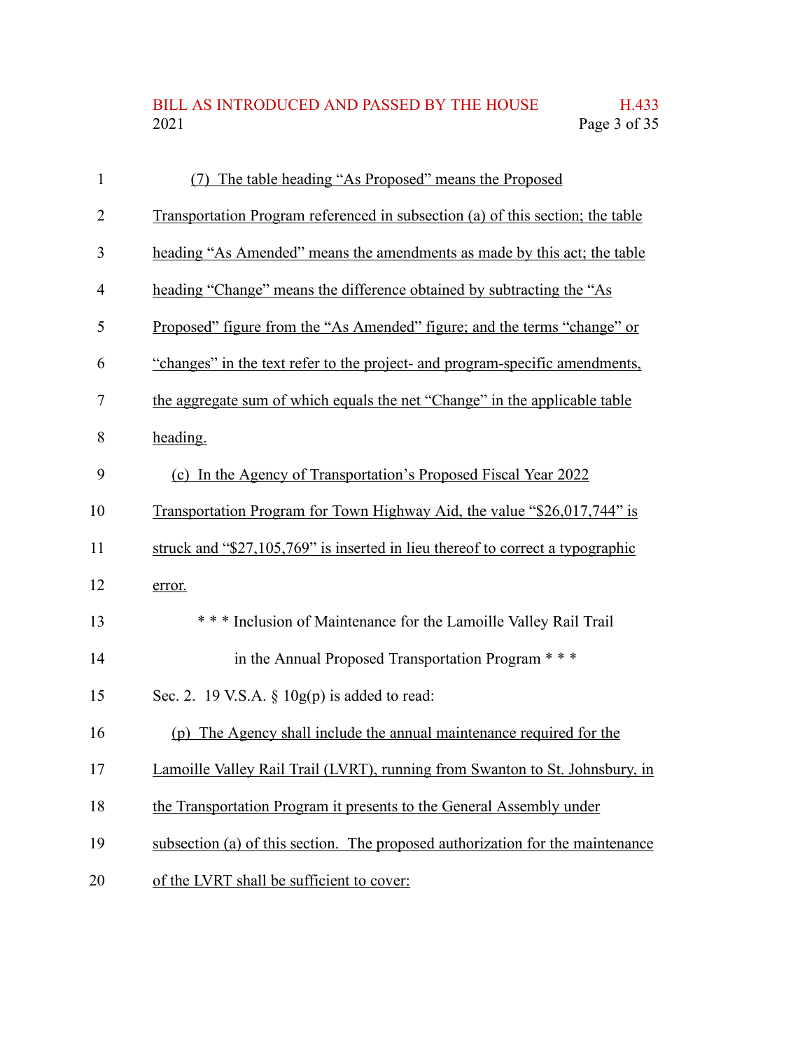(7) The table heading "As Proposed" means the Proposed Transportation Program referenced in subsection (a) of this section; the table heading "As Amended" means the amendments as made by this act; the table heading "Change" means the difference obtained by subtracting the "As Proposed" figure from the "As Amended" figure; and the terms "change" or "changes" in the text refer to the project- and program-specific amendments, the aggregate sum of which equals the net "Change" in the applicable table heading.

(c) In the Agency of Transportation's Proposed Fiscal Year 2022 Transportation Program for Town Highway Aid, the value "$26,017,744" is struck and "$27,105,769" is inserted in lieu thereof to correct a typographic error.

\* \* \* Inclusion of Maintenance for the Lamoille Valley Rail Trail in the Annual Proposed Transportation Program \* \* \*

Sec. 2. 19 V.S.A. § 10g(p) is added to read:

(p) The Agency shall include the annual maintenance required for the Lamoille Valley Rail Trail (LVRT), running from Swanton to St. Johnsbury, in the Transportation Program it presents to the General Assembly under subsection (a) of this section. The proposed authorization for the maintenance of the LVRT shall be sufficient to cover: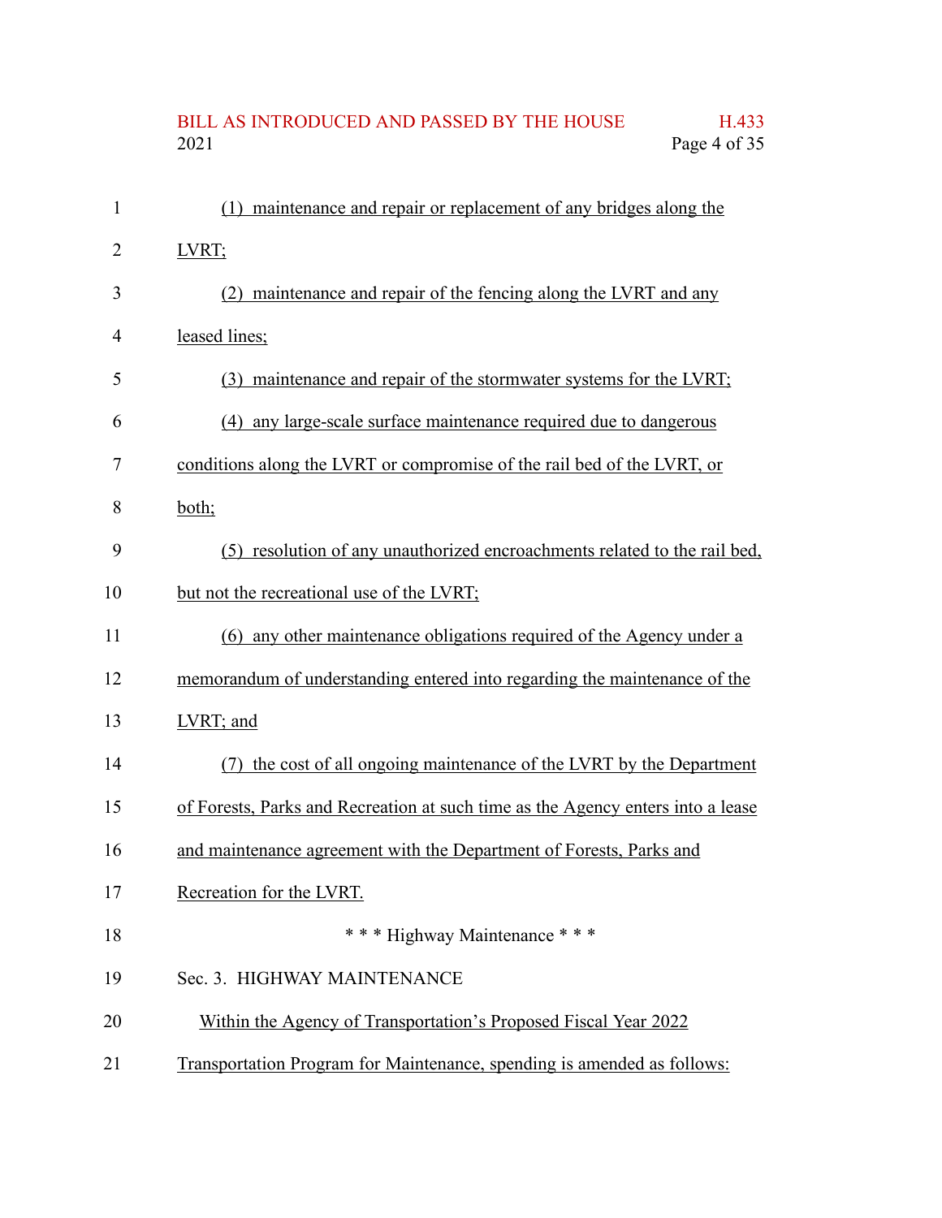(1) maintenance and repair or replacement of any bridges along the LVRT;

(2) maintenance and repair of the fencing along the LVRT and any leased lines;

(3) maintenance and repair of the stormwater systems for the LVRT;

(4) any large-scale surface maintenance required due to dangerous conditions along the LVRT or compromise of the rail bed of the LVRT, or both;

(5) resolution of any unauthorized encroachments related to the rail bed, but not the recreational use of the LVRT;

(6) any other maintenance obligations required of the Agency under a memorandum of understanding entered into regarding the maintenance of the LVRT; and

(7) the cost of all ongoing maintenance of the LVRT by the Department of Forests, Parks and Recreation at such time as the Agency enters into a lease and maintenance agreement with the Department of Forests, Parks and Recreation for the LVRT.

\* \* \* Highway Maintenance \* \* \*

Sec. 3. HIGHWAY MAINTENANCE

Within the Agency of Transportation's Proposed Fiscal Year 2022 Transportation Program for Maintenance, spending is amended as follows: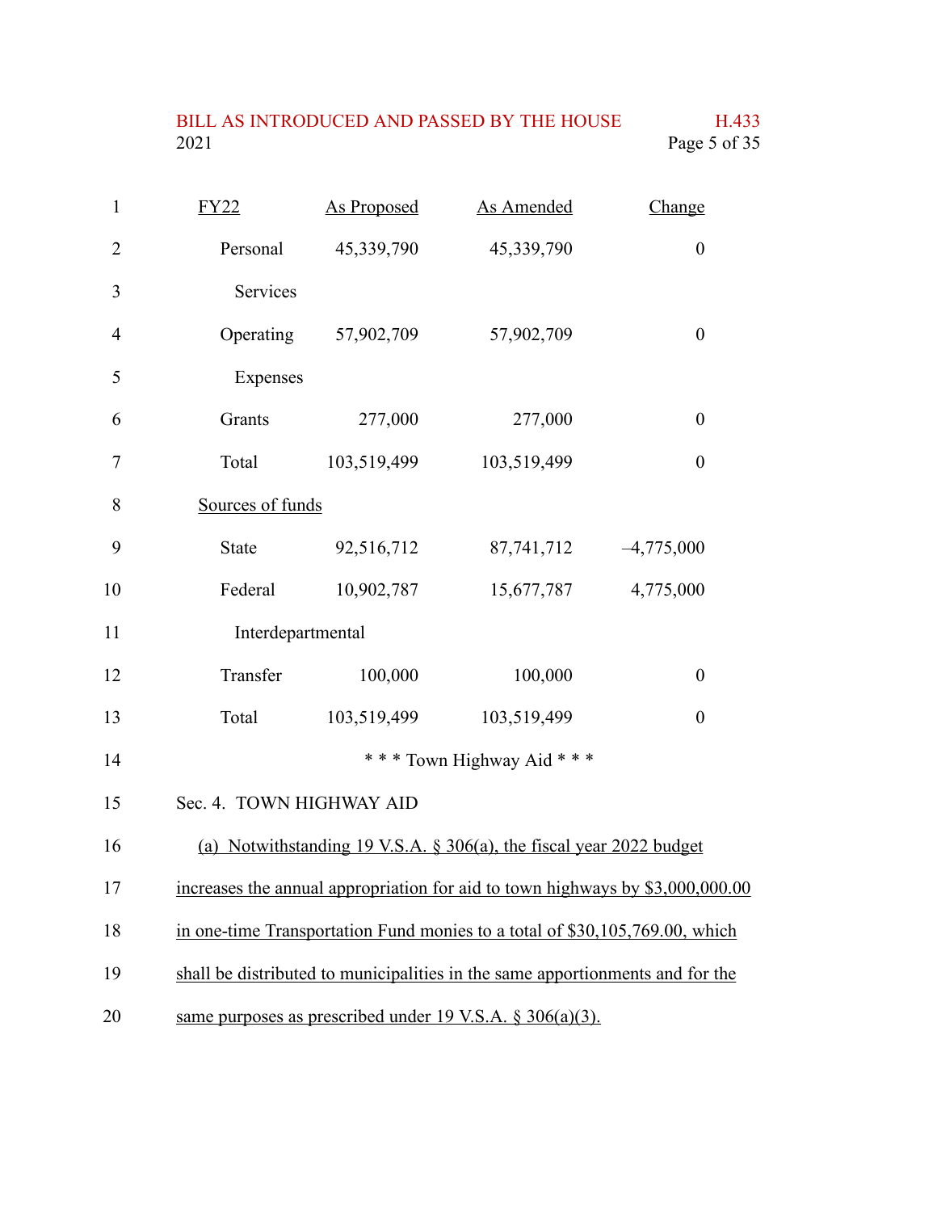| FY22 | As Proposed | As Amended | Change |
| --- | --- | --- | --- |
| Personal Services | 45,339,790 | 45,339,790 | 0 |
| Operating Expenses | 57,902,709 | 57,902,709 | 0 |
| Grants | 277,000 | 277,000 | 0 |
| Total | 103,519,499 | 103,519,499 | 0 |
| Sources of funds | | | |
| State | 92,516,712 | 87,741,712 | –4,775,000 |
| Federal | 10,902,787 | 15,677,787 | 4,775,000 |
| Interdepartmental Transfer | 100,000 | 100,000 | 0 |
| Total | 103,519,499 | 103,519,499 | 0 |

\* \* \* Town Highway Aid \* \* \*

Sec. 4. TOWN HIGHWAY AID

(a) Notwithstanding 19 V.S.A. § 306(a), the fiscal year 2022 budget increases the annual appropriation for aid to town highways by $3,000,000.00 in one-time Transportation Fund monies to a total of $30,105,769.00, which shall be distributed to municipalities in the same apportionments and for the same purposes as prescribed under 19 V.S.A. § 306(a)(3).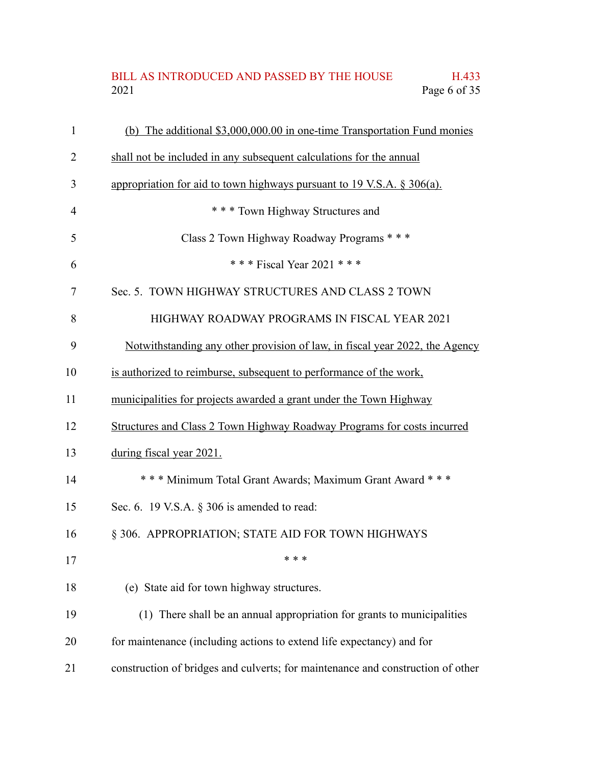(b) The additional $3,000,000.00 in one-time Transportation Fund monies shall not be included in any subsequent calculations for the annual appropriation for aid to town highways pursuant to 19 V.S.A. § 306(a).

\* \* \* Town Highway Structures and Class 2 Town Highway Roadway Programs \* \* \*

\* \* \* Fiscal Year 2021 \* \* \*

Sec. 5. TOWN HIGHWAY STRUCTURES AND CLASS 2 TOWN HIGHWAY ROADWAY PROGRAMS IN FISCAL YEAR 2021

Notwithstanding any other provision of law, in fiscal year 2022, the Agency is authorized to reimburse, subsequent to performance of the work, municipalities for projects awarded a grant under the Town Highway Structures and Class 2 Town Highway Roadway Programs for costs incurred during fiscal year 2021.

\* \* \* Minimum Total Grant Awards; Maximum Grant Award \* \* \*

Sec. 6. 19 V.S.A. § 306 is amended to read:

§ 306. APPROPRIATION; STATE AID FOR TOWN HIGHWAYS

\* \* \*

(e) State aid for town highway structures.

(1) There shall be an annual appropriation for grants to municipalities for maintenance (including actions to extend life expectancy) and for construction of bridges and culverts; for maintenance and construction of other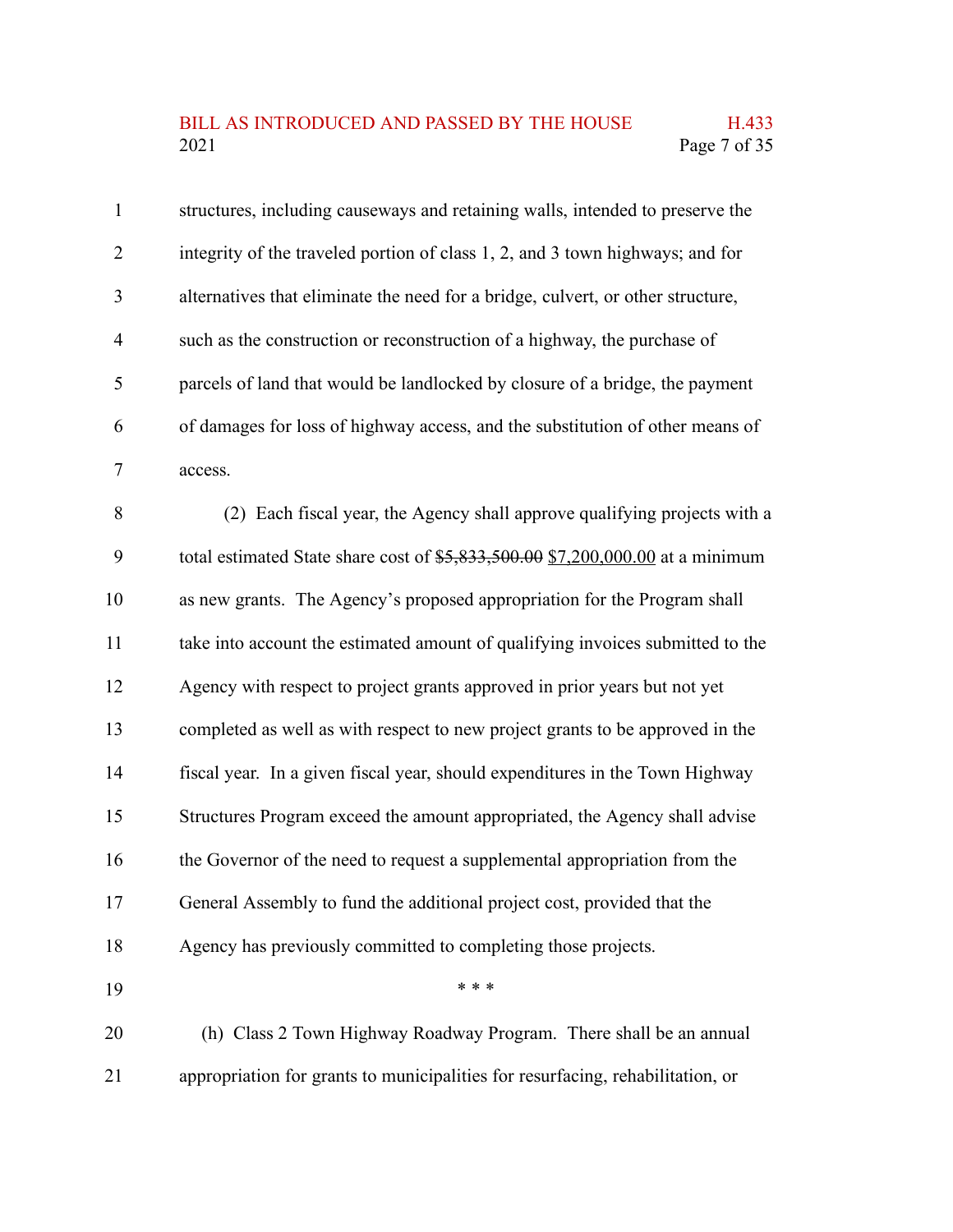structures, including causeways and retaining walls, intended to preserve the integrity of the traveled portion of class 1, 2, and 3 town highways; and for alternatives that eliminate the need for a bridge, culvert, or other structure, such as the construction or reconstruction of a highway, the purchase of parcels of land that would be landlocked by closure of a bridge, the payment of damages for loss of highway access, and the substitution of other means of access.

(2) Each fiscal year, the Agency shall approve qualifying projects with a total estimated State share cost of ~~$5,833,500.00~~ <u>$7,200,000.00</u> at a minimum as new grants. The Agency's proposed appropriation for the Program shall take into account the estimated amount of qualifying invoices submitted to the Agency with respect to project grants approved in prior years but not yet completed as well as with respect to new project grants to be approved in the fiscal year. In a given fiscal year, should expenditures in the Town Highway Structures Program exceed the amount appropriated, the Agency shall advise the Governor of the need to request a supplemental appropriation from the General Assembly to fund the additional project cost, provided that the Agency has previously committed to completing those projects.

\* \* \*

(h) Class 2 Town Highway Roadway Program. There shall be an annual appropriation for grants to municipalities for resurfacing, rehabilitation, or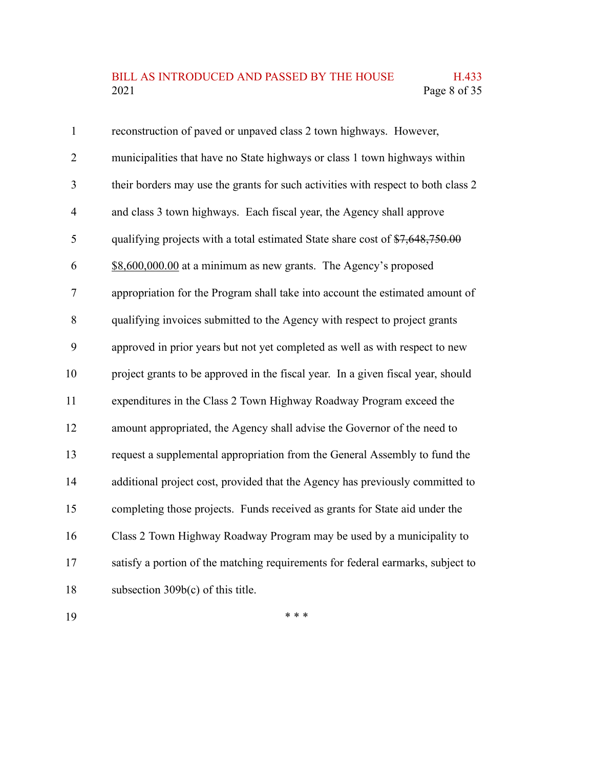reconstruction of paved or unpaved class 2 town highways. However, municipalities that have no State highways or class 1 town highways within their borders may use the grants for such activities with respect to both class 2 and class 3 town highways. Each fiscal year, the Agency shall approve qualifying projects with a total estimated State share cost of ~~$7,648,750.00~~ <u>$8,600,000.00</u> at a minimum as new grants. The Agency's proposed appropriation for the Program shall take into account the estimated amount of qualifying invoices submitted to the Agency with respect to project grants approved in prior years but not yet completed as well as with respect to new project grants to be approved in the fiscal year. In a given fiscal year, should expenditures in the Class 2 Town Highway Roadway Program exceed the amount appropriated, the Agency shall advise the Governor of the need to request a supplemental appropriation from the General Assembly to fund the additional project cost, provided that the Agency has previously committed to completing those projects. Funds received as grants for State aid under the Class 2 Town Highway Roadway Program may be used by a municipality to satisfy a portion of the matching requirements for federal earmarks, subject to subsection 309b(c) of this title.

* * *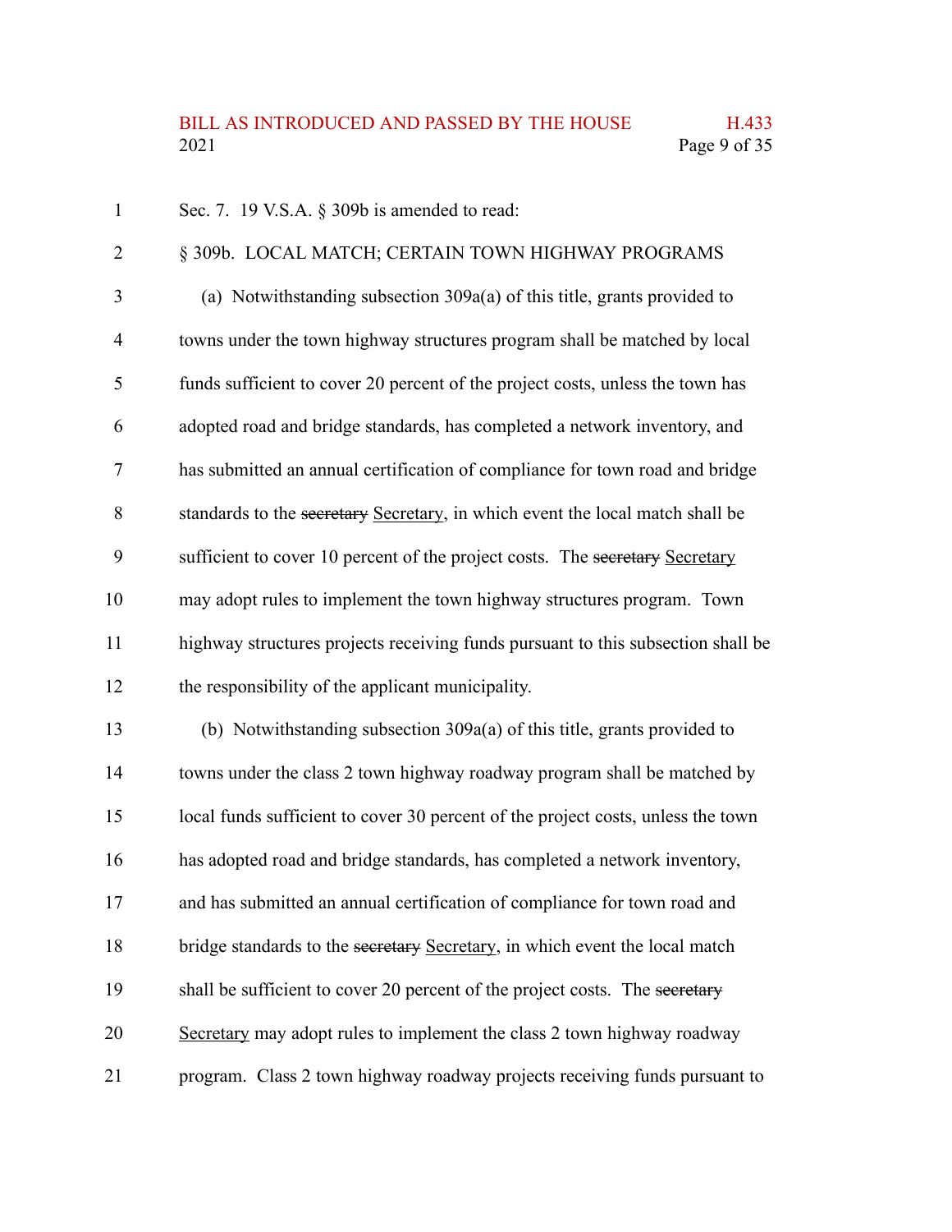Sec. 7. 19 V.S.A. § 309b is amended to read:

§ 309b. LOCAL MATCH; CERTAIN TOWN HIGHWAY PROGRAMS

(a) Notwithstanding subsection 309a(a) of this title, grants provided to towns under the town highway structures program shall be matched by local funds sufficient to cover 20 percent of the project costs, unless the town has adopted road and bridge standards, has completed a network inventory, and has submitted an annual certification of compliance for town road and bridge standards to the ~~secretary~~ Secretary, in which event the local match shall be sufficient to cover 10 percent of the project costs. The ~~secretary~~ Secretary may adopt rules to implement the town highway structures program. Town highway structures projects receiving funds pursuant to this subsection shall be the responsibility of the applicant municipality.

(b) Notwithstanding subsection 309a(a) of this title, grants provided to towns under the class 2 town highway roadway program shall be matched by local funds sufficient to cover 30 percent of the project costs, unless the town has adopted road and bridge standards, has completed a network inventory, and has submitted an annual certification of compliance for town road and bridge standards to the ~~secretary~~ Secretary, in which event the local match shall be sufficient to cover 20 percent of the project costs. The ~~secretary~~ Secretary may adopt rules to implement the class 2 town highway roadway program. Class 2 town highway roadway projects receiving funds pursuant to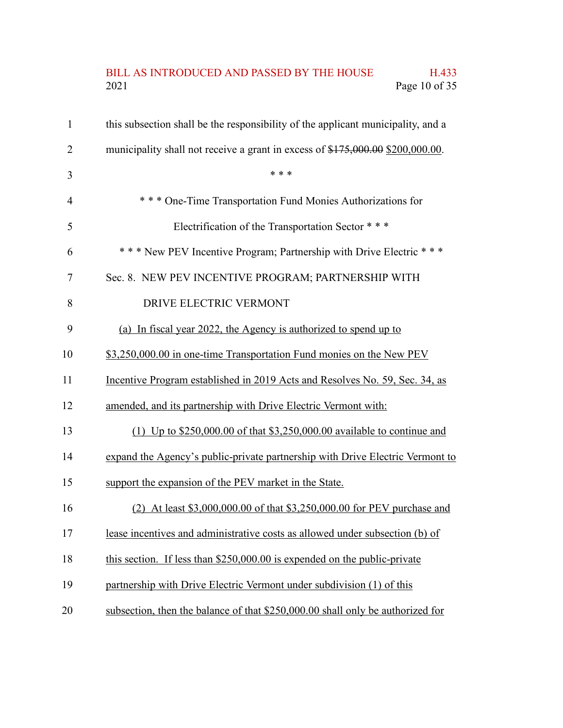this subsection shall be the responsibility of the applicant municipality, and a municipality shall not receive a grant in excess of ~~$175,000.00~~ <u>$200,000.00</u>.

\* \* \*

\* \* \* One-Time Transportation Fund Monies Authorizations for Electrification of the Transportation Sector \* \* \*

\* \* \* New PEV Incentive Program; Partnership with Drive Electric \* \* \*

Sec. 8. NEW PEV INCENTIVE PROGRAM; PARTNERSHIP WITH DRIVE ELECTRIC VERMONT

<u>(a) In fiscal year 2022, the Agency is authorized to spend up to $3,250,000.00 in one-time Transportation Fund monies on the New PEV Incentive Program established in 2019 Acts and Resolves No. 59, Sec. 34, as amended, and its partnership with Drive Electric Vermont with:</u>

<u>(1) Up to $250,000.00 of that $3,250,000.00 available to continue and expand the Agency's public-private partnership with Drive Electric Vermont to support the expansion of the PEV market in the State.</u>

<u>(2) At least $3,000,000.00 of that $3,250,000.00 for PEV purchase and lease incentives and administrative costs as allowed under subsection (b) of this section. If less than $250,000.00 is expended on the public-private partnership with Drive Electric Vermont under subdivision (1) of this subsection, then the balance of that $250,000.00 shall only be authorized for</u>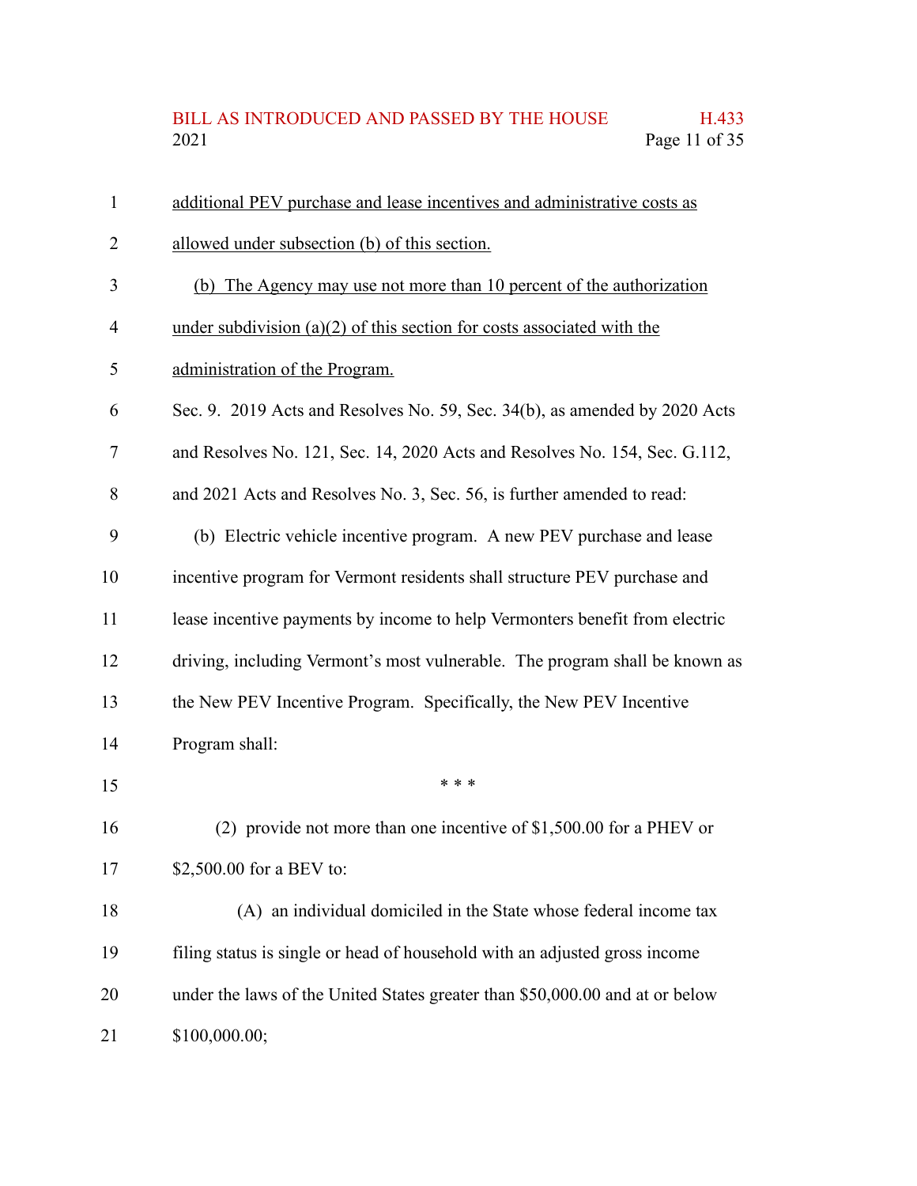additional PEV purchase and lease incentives and administrative costs as allowed under subsection (b) of this section.

(b) The Agency may use not more than 10 percent of the authorization under subdivision (a)(2) of this section for costs associated with the administration of the Program.

Sec. 9. 2019 Acts and Resolves No. 59, Sec. 34(b), as amended by 2020 Acts and Resolves No. 121, Sec. 14, 2020 Acts and Resolves No. 154, Sec. G.112, and 2021 Acts and Resolves No. 3, Sec. 56, is further amended to read:

(b) Electric vehicle incentive program. A new PEV purchase and lease incentive program for Vermont residents shall structure PEV purchase and lease incentive payments by income to help Vermonters benefit from electric driving, including Vermont's most vulnerable. The program shall be known as the New PEV Incentive Program. Specifically, the New PEV Incentive Program shall:

\* \* \*

(2) provide not more than one incentive of $1,500.00 for a PHEV or $2,500.00 for a BEV to:

(A) an individual domiciled in the State whose federal income tax filing status is single or head of household with an adjusted gross income under the laws of the United States greater than $50,000.00 and at or below $100,000.00;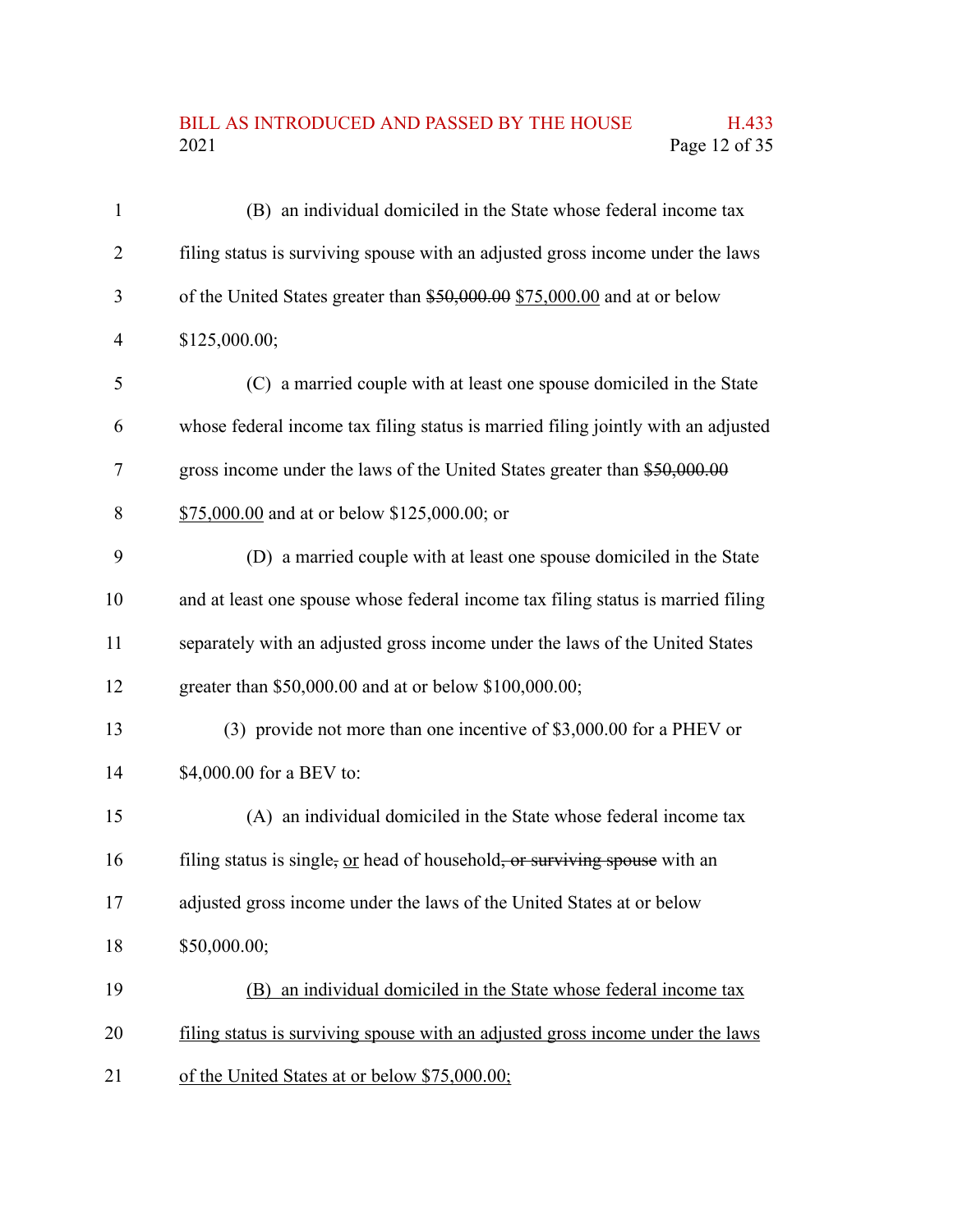(B) an individual domiciled in the State whose federal income tax filing status is surviving spouse with an adjusted gross income under the laws of the United States greater than ~~$50,000.00~~ <u>$75,000.00</u> and at or below $125,000.00;

(C) a married couple with at least one spouse domiciled in the State whose federal income tax filing status is married filing jointly with an adjusted gross income under the laws of the United States greater than ~~$50,000.00~~ <u>$75,000.00</u> and at or below $125,000.00; or

(D) a married couple with at least one spouse domiciled in the State and at least one spouse whose federal income tax filing status is married filing separately with an adjusted gross income under the laws of the United States greater than $50,000.00 and at or below $100,000.00;

(3) provide not more than one incentive of $3,000.00 for a PHEV or $4,000.00 for a BEV to:

(A) an individual domiciled in the State whose federal income tax filing status is single~~,~~ <u>or</u> head of household~~, or surviving spouse~~ with an adjusted gross income under the laws of the United States at or below $50,000.00;

<u>(B) an individual domiciled in the State whose federal income tax filing status is surviving spouse with an adjusted gross income under the laws of the United States at or below $75,000.00;</u>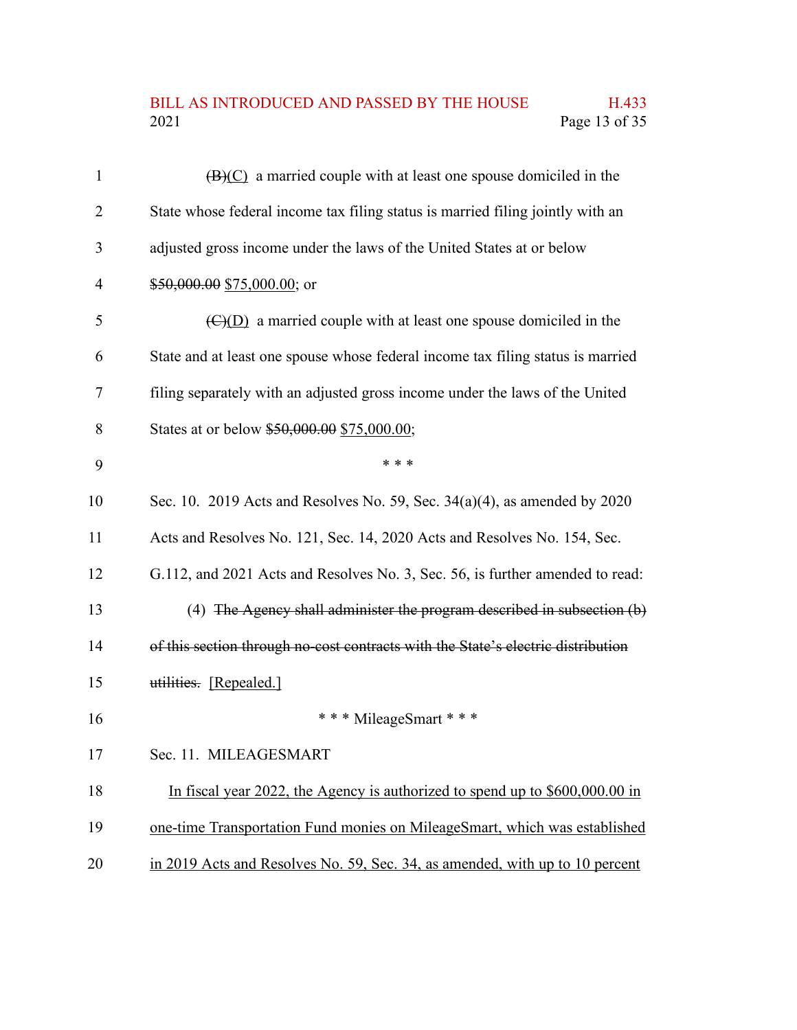(~~B~~)(C) a married couple with at least one spouse domiciled in the State whose federal income tax filing status is married filing jointly with an adjusted gross income under the laws of the United States at or below ~~$50,000.00~~ $75,000.00; or

(~~C~~)(D) a married couple with at least one spouse domiciled in the State and at least one spouse whose federal income tax filing status is married filing separately with an adjusted gross income under the laws of the United States at or below ~~$50,000.00~~ $75,000.00;

\* \* \*

Sec. 10. 2019 Acts and Resolves No. 59, Sec. 34(a)(4), as amended by 2020 Acts and Resolves No. 121, Sec. 14, 2020 Acts and Resolves No. 154, Sec. G.112, and 2021 Acts and Resolves No. 3, Sec. 56, is further amended to read:

(4) ~~The Agency shall administer the program described in subsection (b) of this section through no-cost contracts with the State's electric distribution utilities.~~ [Repealed.]

\* \* \* MileageSmart \* \* \*

Sec. 11. MILEAGESMART

In fiscal year 2022, the Agency is authorized to spend up to $600,000.00 in one-time Transportation Fund monies on MileageSmart, which was established in 2019 Acts and Resolves No. 59, Sec. 34, as amended, with up to 10 percent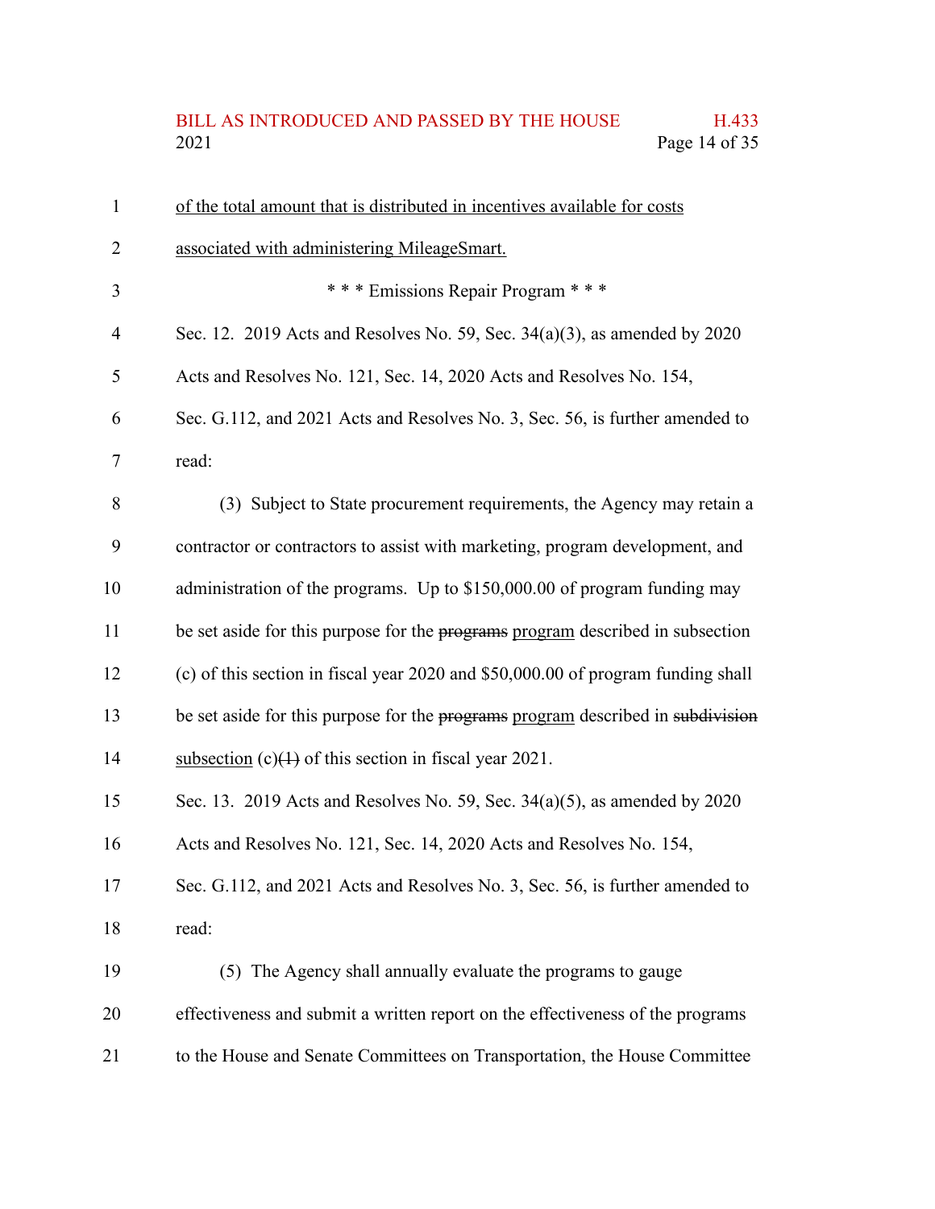of the total amount that is distributed in incentives available for costs associated with administering MileageSmart.

\* \* \* Emissions Repair Program \* \* \*

Sec. 12. 2019 Acts and Resolves No. 59, Sec. 34(a)(3), as amended by 2020 Acts and Resolves No. 121, Sec. 14, 2020 Acts and Resolves No. 154, Sec. G.112, and 2021 Acts and Resolves No. 3, Sec. 56, is further amended to read:

(3) Subject to State procurement requirements, the Agency may retain a contractor or contractors to assist with marketing, program development, and administration of the programs. Up to $150,000.00 of program funding may be set aside for this purpose for the ~~programs~~ program described in subsection (c) of this section in fiscal year 2020 and $50,000.00 of program funding shall be set aside for this purpose for the ~~programs~~ program described in ~~subdivision~~ subsection (c)~~(1)~~ of this section in fiscal year 2021.

Sec. 13. 2019 Acts and Resolves No. 59, Sec. 34(a)(5), as amended by 2020 Acts and Resolves No. 121, Sec. 14, 2020 Acts and Resolves No. 154, Sec. G.112, and 2021 Acts and Resolves No. 3, Sec. 56, is further amended to read:

(5) The Agency shall annually evaluate the programs to gauge effectiveness and submit a written report on the effectiveness of the programs to the House and Senate Committees on Transportation, the House Committee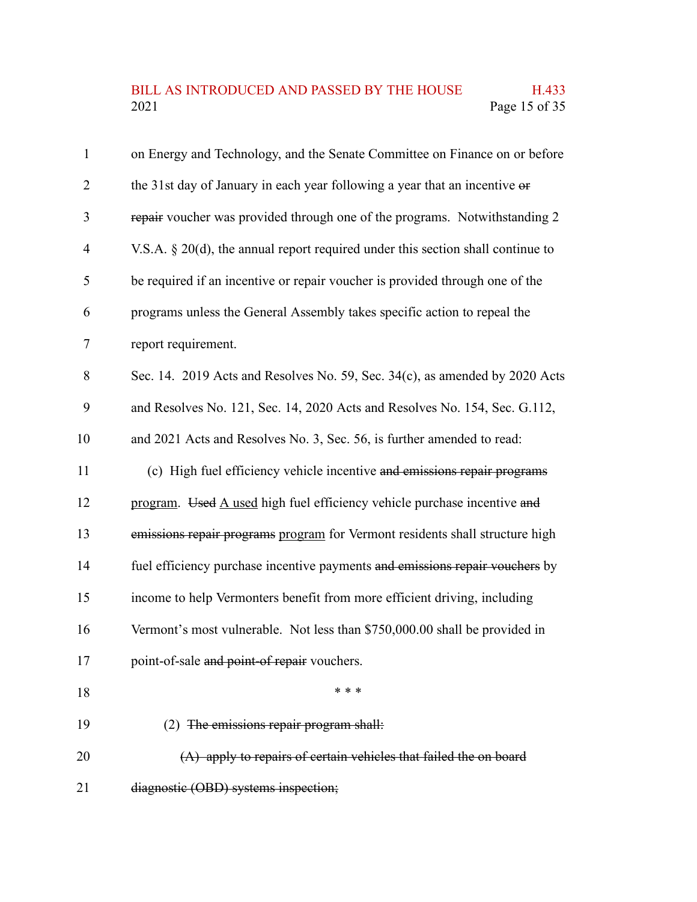on Energy and Technology, and the Senate Committee on Finance on or before the 31st day of January in each year following a year that an incentive ~~or repair~~ voucher was provided through one of the programs. Notwithstanding 2 V.S.A. § 20(d), the annual report required under this section shall continue to be required if an incentive or repair voucher is provided through one of the programs unless the General Assembly takes specific action to repeal the report requirement.

Sec. 14. 2019 Acts and Resolves No. 59, Sec. 34(c), as amended by 2020 Acts and Resolves No. 121, Sec. 14, 2020 Acts and Resolves No. 154, Sec. G.112, and 2021 Acts and Resolves No. 3, Sec. 56, is further amended to read:

(c) High fuel efficiency vehicle incentive ~~and emissions repair programs~~ <u>program</u>. ~~Used~~ <u>A used</u> high fuel efficiency vehicle purchase incentive ~~and emissions repair programs~~ <u>program</u> for Vermont residents shall structure high fuel efficiency purchase incentive payments ~~and emissions repair vouchers~~ by income to help Vermonters benefit from more efficient driving, including Vermont's most vulnerable. Not less than $750,000.00 shall be provided in point-of-sale ~~and point-of repair~~ vouchers.

\* \* \*

(2) ~~The emissions repair program shall:~~

~~(A) apply to repairs of certain vehicles that failed the on board diagnostic (OBD) systems inspection;~~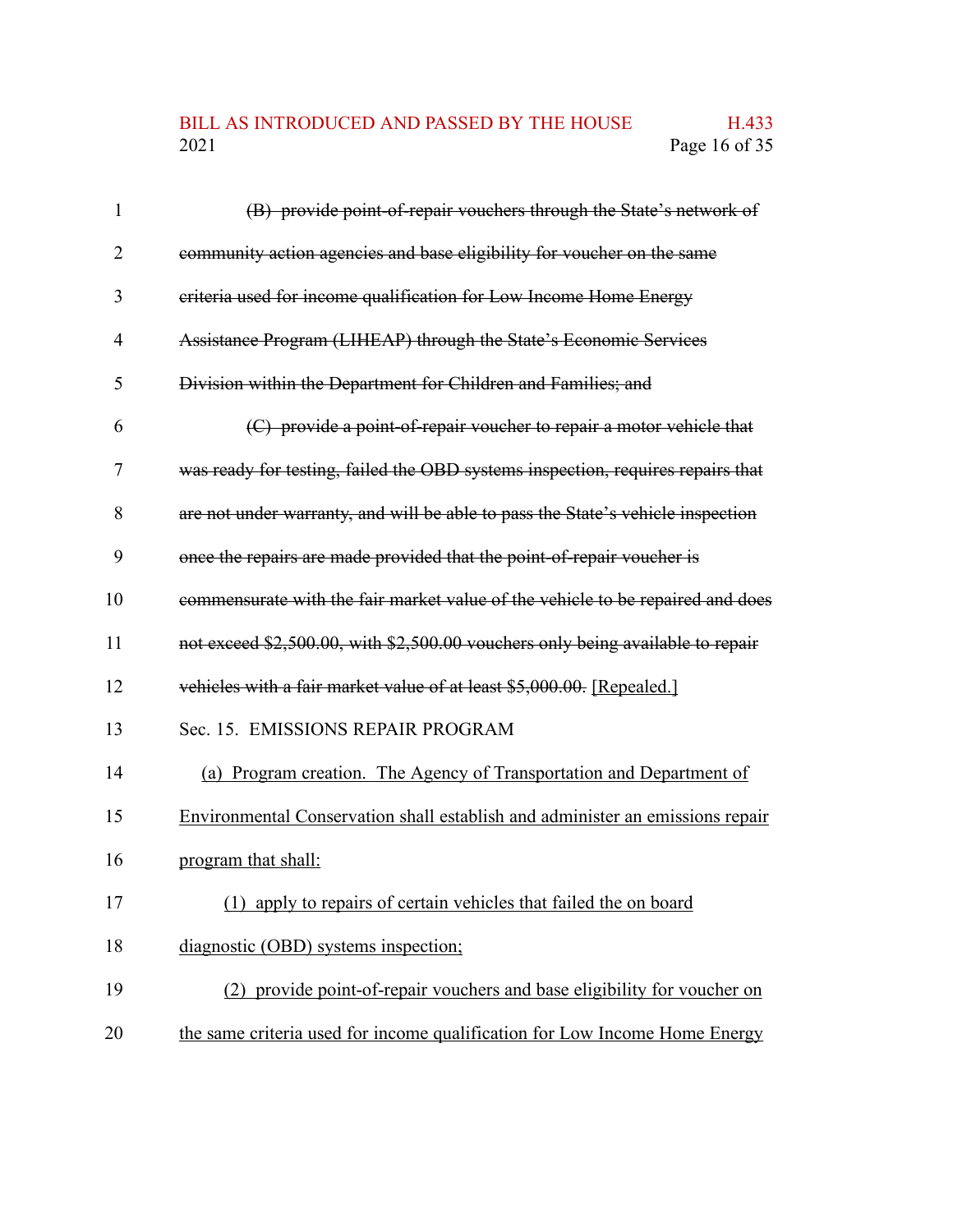~~(B) provide point-of-repair vouchers through the State's network of community action agencies and base eligibility for voucher on the same criteria used for income qualification for Low Income Home Energy Assistance Program (LIHEAP) through the State's Economic Services Division within the Department for Children and Families; and~~

~~(C) provide a point-of-repair voucher to repair a motor vehicle that was ready for testing, failed the OBD systems inspection, requires repairs that are not under warranty, and will be able to pass the State's vehicle inspection once the repairs are made provided that the point-of-repair voucher is commensurate with the fair market value of the vehicle to be repaired and does not exceed $2,500.00, with $2,500.00 vouchers only being available to repair vehicles with a fair market value of at least $5,000.00.~~ <u>[Repealed.]</u>

Sec. 15. EMISSIONS REPAIR PROGRAM

<u>(a) Program creation. The Agency of Transportation and Department of Environmental Conservation shall establish and administer an emissions repair program that shall:</u>

<u>(1) apply to repairs of certain vehicles that failed the on board diagnostic (OBD) systems inspection;</u>

<u>(2) provide point-of-repair vouchers and base eligibility for voucher on the same criteria used for income qualification for Low Income Home Energy</u>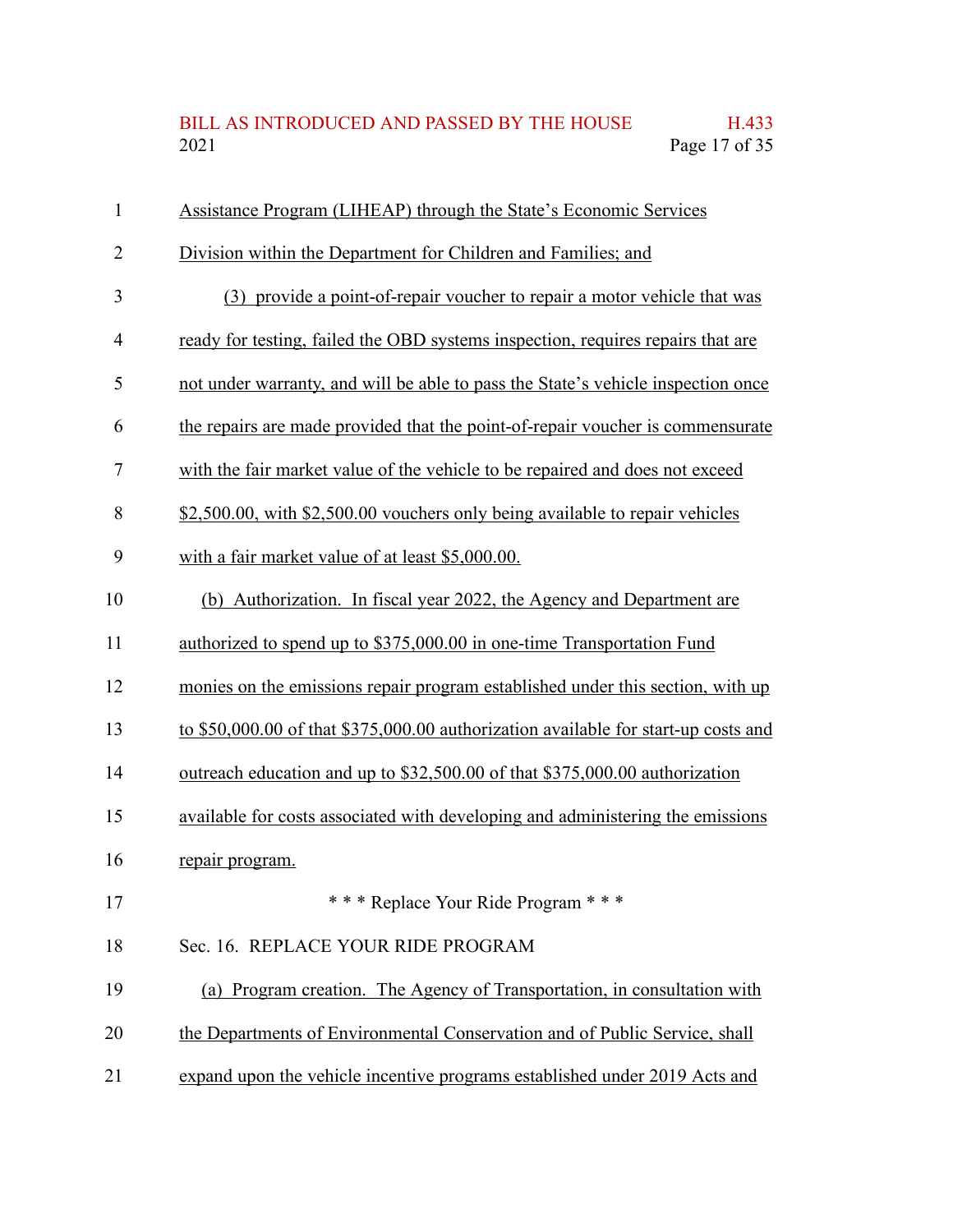Assistance Program (LIHEAP) through the State's Economic Services Division within the Department for Children and Families; and

(3) provide a point-of-repair voucher to repair a motor vehicle that was ready for testing, failed the OBD systems inspection, requires repairs that are not under warranty, and will be able to pass the State's vehicle inspection once the repairs are made provided that the point-of-repair voucher is commensurate with the fair market value of the vehicle to be repaired and does not exceed $2,500.00, with $2,500.00 vouchers only being available to repair vehicles with a fair market value of at least $5,000.00.

(b) Authorization. In fiscal year 2022, the Agency and Department are authorized to spend up to $375,000.00 in one-time Transportation Fund monies on the emissions repair program established under this section, with up to $50,000.00 of that $375,000.00 authorization available for start-up costs and outreach education and up to $32,500.00 of that $375,000.00 authorization available for costs associated with developing and administering the emissions repair program.

\* \* \* Replace Your Ride Program \* \* \*

Sec. 16. REPLACE YOUR RIDE PROGRAM

(a) Program creation. The Agency of Transportation, in consultation with the Departments of Environmental Conservation and of Public Service, shall expand upon the vehicle incentive programs established under 2019 Acts and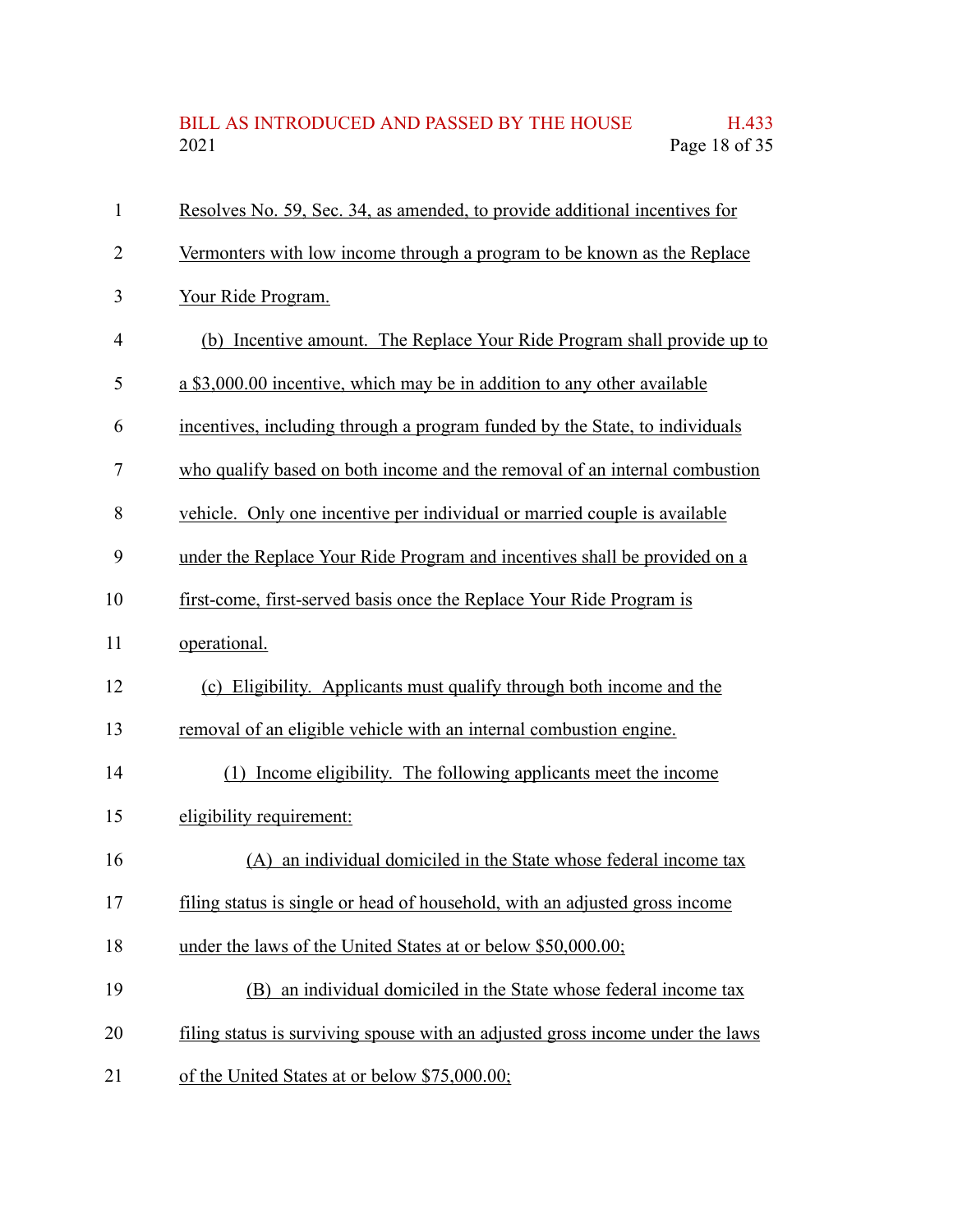Resolves No. 59, Sec. 34, as amended, to provide additional incentives for Vermonters with low income through a program to be known as the Replace Your Ride Program.

(b) Incentive amount. The Replace Your Ride Program shall provide up to a $3,000.00 incentive, which may be in addition to any other available incentives, including through a program funded by the State, to individuals who qualify based on both income and the removal of an internal combustion vehicle. Only one incentive per individual or married couple is available under the Replace Your Ride Program and incentives shall be provided on a first-come, first-served basis once the Replace Your Ride Program is operational.

(c) Eligibility. Applicants must qualify through both income and the removal of an eligible vehicle with an internal combustion engine.

(1) Income eligibility. The following applicants meet the income eligibility requirement:

(A) an individual domiciled in the State whose federal income tax filing status is single or head of household, with an adjusted gross income under the laws of the United States at or below $50,000.00;

(B) an individual domiciled in the State whose federal income tax filing status is surviving spouse with an adjusted gross income under the laws of the United States at or below $75,000.00;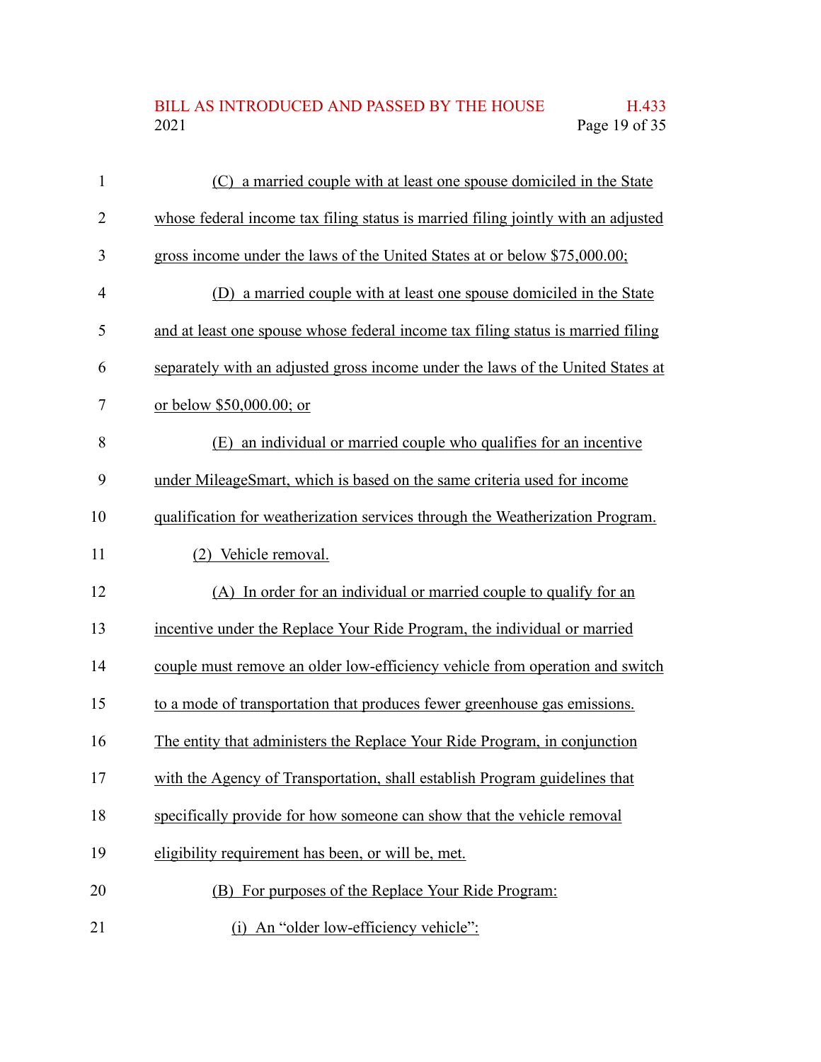(C) a married couple with at least one spouse domiciled in the State whose federal income tax filing status is married filing jointly with an adjusted gross income under the laws of the United States at or below $75,000.00;

(D) a married couple with at least one spouse domiciled in the State and at least one spouse whose federal income tax filing status is married filing separately with an adjusted gross income under the laws of the United States at or below $50,000.00; or

(E) an individual or married couple who qualifies for an incentive under MileageSmart, which is based on the same criteria used for income qualification for weatherization services through the Weatherization Program.

(2) Vehicle removal.

(A) In order for an individual or married couple to qualify for an incentive under the Replace Your Ride Program, the individual or married couple must remove an older low-efficiency vehicle from operation and switch to a mode of transportation that produces fewer greenhouse gas emissions. The entity that administers the Replace Your Ride Program, in conjunction with the Agency of Transportation, shall establish Program guidelines that specifically provide for how someone can show that the vehicle removal eligibility requirement has been, or will be, met.

(B) For purposes of the Replace Your Ride Program:

(i) An "older low-efficiency vehicle":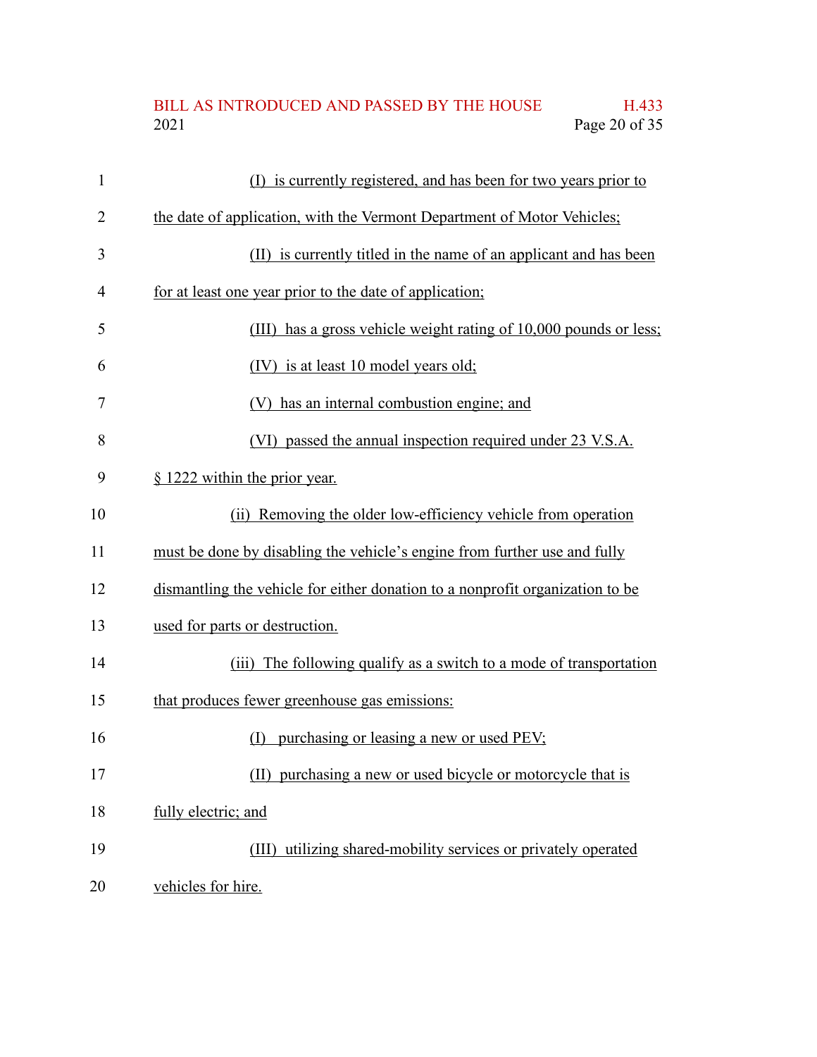(I) is currently registered, and has been for two years prior to the date of application, with the Vermont Department of Motor Vehicles;

(II) is currently titled in the name of an applicant and has been for at least one year prior to the date of application;

(III) has a gross vehicle weight rating of 10,000 pounds or less;

(IV) is at least 10 model years old;

(V) has an internal combustion engine; and

(VI) passed the annual inspection required under 23 V.S.A. § 1222 within the prior year.

(ii) Removing the older low-efficiency vehicle from operation must be done by disabling the vehicle's engine from further use and fully dismantling the vehicle for either donation to a nonprofit organization to be used for parts or destruction.

(iii) The following qualify as a switch to a mode of transportation that produces fewer greenhouse gas emissions:

(I) purchasing or leasing a new or used PEV;

(II) purchasing a new or used bicycle or motorcycle that is fully electric; and

(III) utilizing shared-mobility services or privately operated vehicles for hire.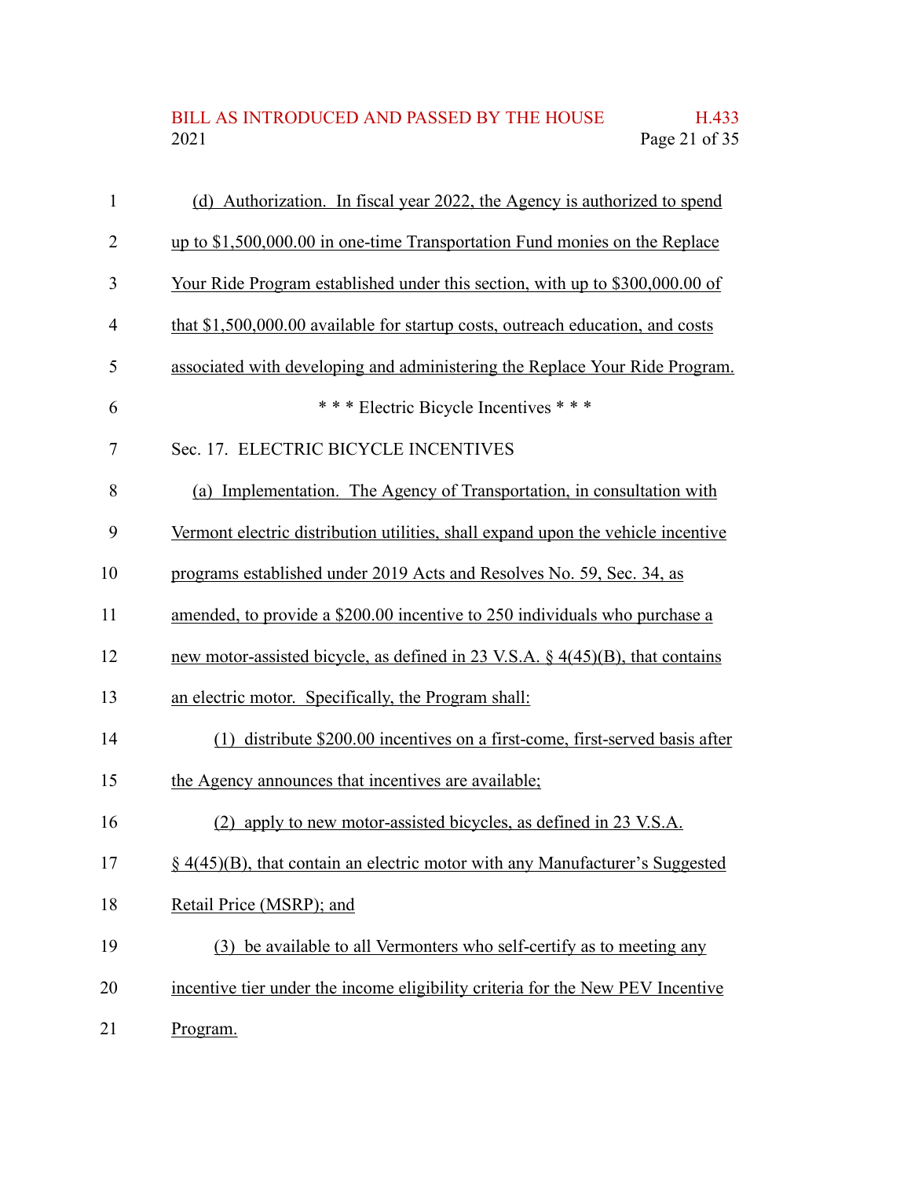(d) Authorization. In fiscal year 2022, the Agency is authorized to spend up to $1,500,000.00 in one-time Transportation Fund monies on the Replace Your Ride Program established under this section, with up to $300,000.00 of that $1,500,000.00 available for startup costs, outreach education, and costs associated with developing and administering the Replace Your Ride Program.

\* \* \* Electric Bicycle Incentives \* \* \*

Sec. 17. ELECTRIC BICYCLE INCENTIVES

(a) Implementation. The Agency of Transportation, in consultation with Vermont electric distribution utilities, shall expand upon the vehicle incentive programs established under 2019 Acts and Resolves No. 59, Sec. 34, as amended, to provide a $200.00 incentive to 250 individuals who purchase a new motor-assisted bicycle, as defined in 23 V.S.A. § 4(45)(B), that contains an electric motor. Specifically, the Program shall:

(1) distribute $200.00 incentives on a first-come, first-served basis after the Agency announces that incentives are available;

(2) apply to new motor-assisted bicycles, as defined in 23 V.S.A. § 4(45)(B), that contain an electric motor with any Manufacturer's Suggested Retail Price (MSRP); and

(3) be available to all Vermonters who self-certify as to meeting any incentive tier under the income eligibility criteria for the New PEV Incentive Program.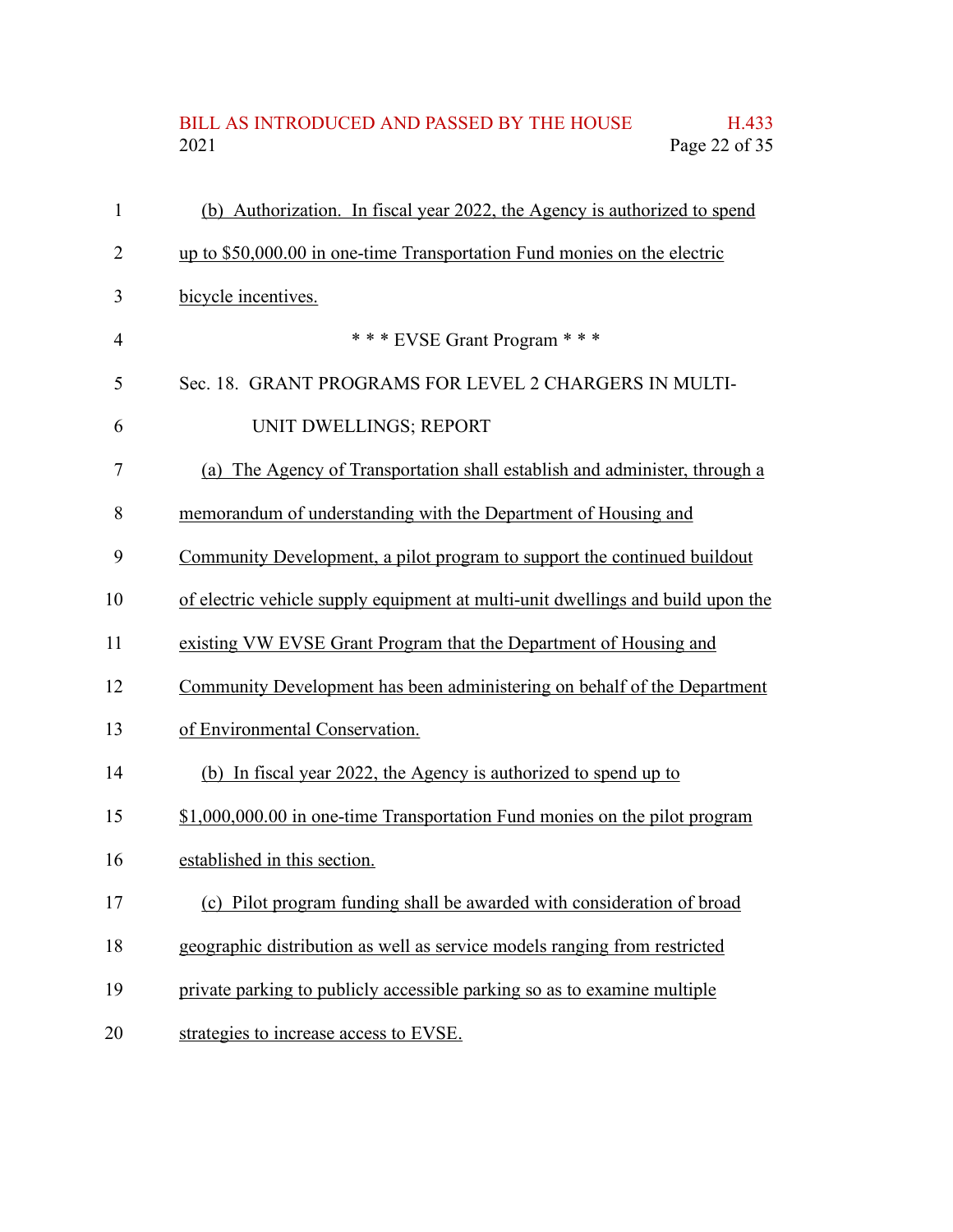(b) Authorization. In fiscal year 2022, the Agency is authorized to spend up to $50,000.00 in one-time Transportation Fund monies on the electric bicycle incentives.

\* \* \* EVSE Grant Program \* \* \*

Sec. 18. GRANT PROGRAMS FOR LEVEL 2 CHARGERS IN MULTI-UNIT DWELLINGS; REPORT

(a) The Agency of Transportation shall establish and administer, through a memorandum of understanding with the Department of Housing and Community Development, a pilot program to support the continued buildout of electric vehicle supply equipment at multi-unit dwellings and build upon the existing VW EVSE Grant Program that the Department of Housing and Community Development has been administering on behalf of the Department of Environmental Conservation.

(b) In fiscal year 2022, the Agency is authorized to spend up to $1,000,000.00 in one-time Transportation Fund monies on the pilot program established in this section.

(c) Pilot program funding shall be awarded with consideration of broad geographic distribution as well as service models ranging from restricted private parking to publicly accessible parking so as to examine multiple strategies to increase access to EVSE.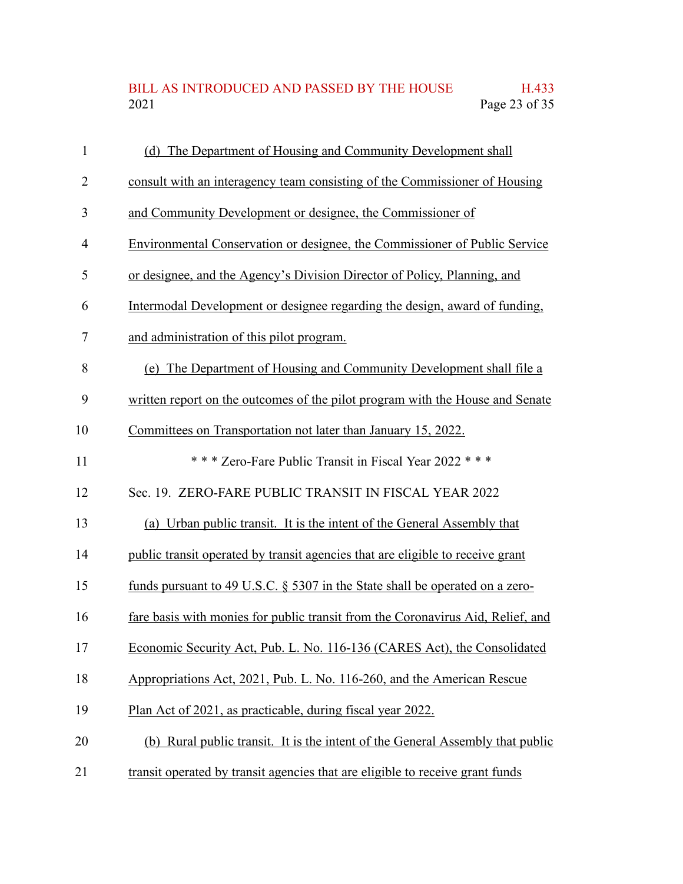(d) The Department of Housing and Community Development shall consult with an interagency team consisting of the Commissioner of Housing and Community Development or designee, the Commissioner of Environmental Conservation or designee, the Commissioner of Public Service or designee, and the Agency's Division Director of Policy, Planning, and Intermodal Development or designee regarding the design, award of funding, and administration of this pilot program.

(e) The Department of Housing and Community Development shall file a written report on the outcomes of the pilot program with the House and Senate Committees on Transportation not later than January 15, 2022.

\* \* \* Zero-Fare Public Transit in Fiscal Year 2022 \* \* \*

Sec. 19. ZERO-FARE PUBLIC TRANSIT IN FISCAL YEAR 2022

(a) Urban public transit. It is the intent of the General Assembly that public transit operated by transit agencies that are eligible to receive grant funds pursuant to 49 U.S.C. § 5307 in the State shall be operated on a zero-fare basis with monies for public transit from the Coronavirus Aid, Relief, and Economic Security Act, Pub. L. No. 116-136 (CARES Act), the Consolidated Appropriations Act, 2021, Pub. L. No. 116-260, and the American Rescue Plan Act of 2021, as practicable, during fiscal year 2022.

(b) Rural public transit. It is the intent of the General Assembly that public transit operated by transit agencies that are eligible to receive grant funds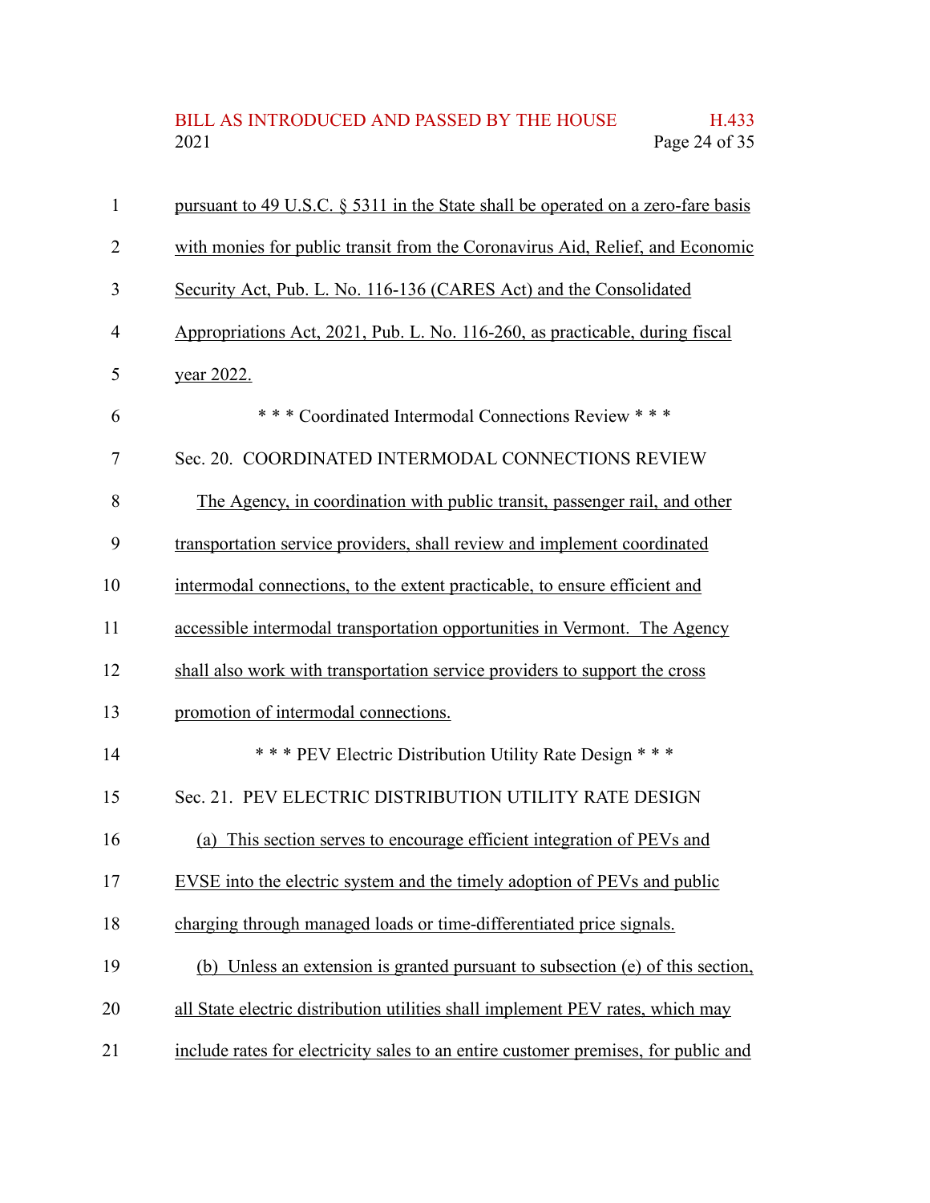pursuant to 49 U.S.C. § 5311 in the State shall be operated on a zero-fare basis with monies for public transit from the Coronavirus Aid, Relief, and Economic Security Act, Pub. L. No. 116-136 (CARES Act) and the Consolidated Appropriations Act, 2021, Pub. L. No. 116-260, as practicable, during fiscal year 2022.

\* \* \* Coordinated Intermodal Connections Review \* \* \*

Sec. 20. COORDINATED INTERMODAL CONNECTIONS REVIEW

The Agency, in coordination with public transit, passenger rail, and other transportation service providers, shall review and implement coordinated intermodal connections, to the extent practicable, to ensure efficient and accessible intermodal transportation opportunities in Vermont. The Agency shall also work with transportation service providers to support the cross promotion of intermodal connections.

\* \* \* PEV Electric Distribution Utility Rate Design \* \* \*

Sec. 21. PEV ELECTRIC DISTRIBUTION UTILITY RATE DESIGN

(a) This section serves to encourage efficient integration of PEVs and EVSE into the electric system and the timely adoption of PEVs and public charging through managed loads or time-differentiated price signals.

(b) Unless an extension is granted pursuant to subsection (e) of this section, all State electric distribution utilities shall implement PEV rates, which may include rates for electricity sales to an entire customer premises, for public and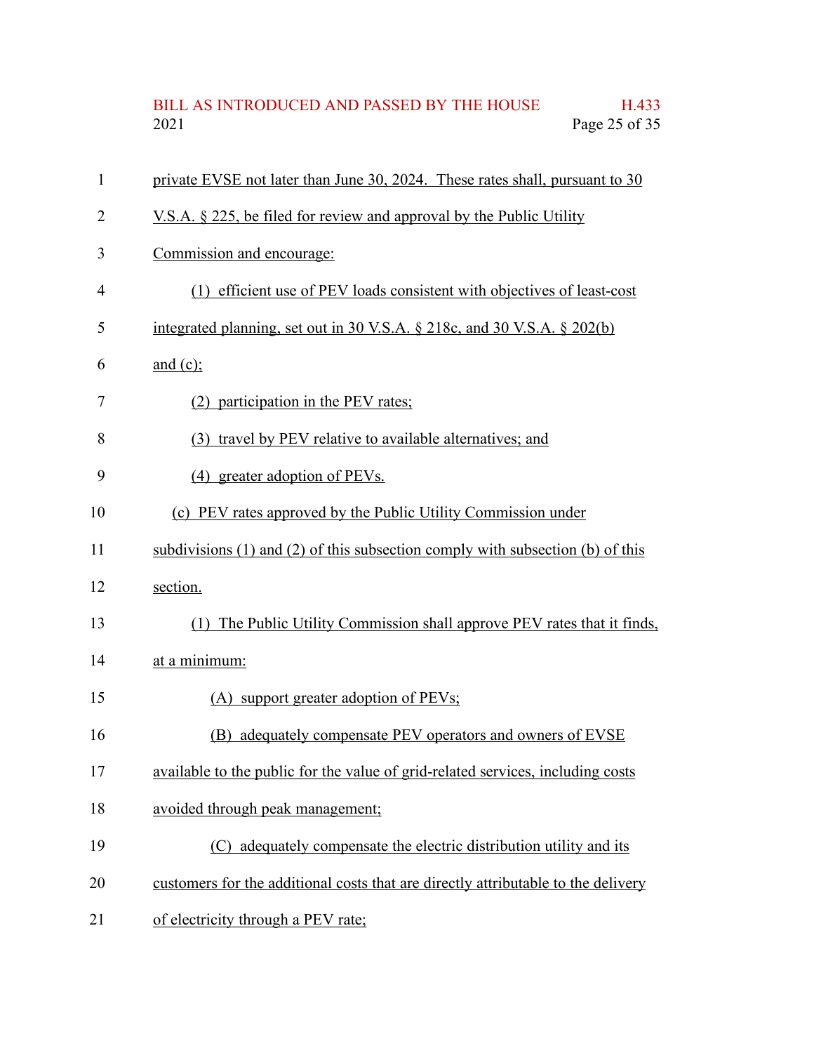private EVSE not later than June 30, 2024. These rates shall, pursuant to 30 V.S.A. § 225, be filed for review and approval by the Public Utility Commission and encourage:

(1) efficient use of PEV loads consistent with objectives of least-cost integrated planning, set out in 30 V.S.A. § 218c, and 30 V.S.A. § 202(b) and (c);

(2) participation in the PEV rates;

(3) travel by PEV relative to available alternatives; and

(4) greater adoption of PEVs.

(c) PEV rates approved by the Public Utility Commission under subdivisions (1) and (2) of this subsection comply with subsection (b) of this section.

(1) The Public Utility Commission shall approve PEV rates that it finds, at a minimum:

(A) support greater adoption of PEVs;

(B) adequately compensate PEV operators and owners of EVSE available to the public for the value of grid-related services, including costs avoided through peak management;

(C) adequately compensate the electric distribution utility and its customers for the additional costs that are directly attributable to the delivery of electricity through a PEV rate;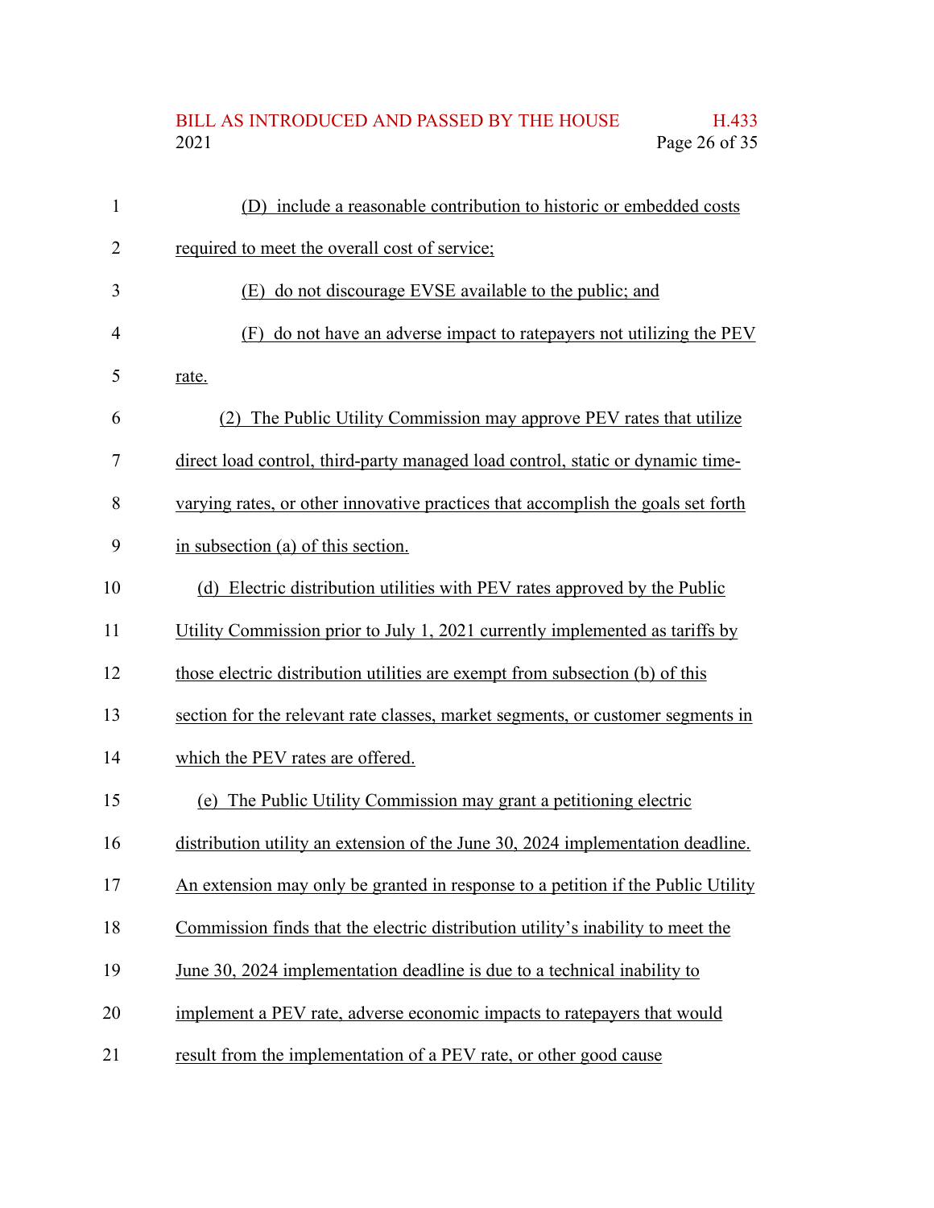(D) include a reasonable contribution to historic or embedded costs required to meet the overall cost of service;

(E) do not discourage EVSE available to the public; and

(F) do not have an adverse impact to ratepayers not utilizing the PEV rate.

(2) The Public Utility Commission may approve PEV rates that utilize direct load control, third-party managed load control, static or dynamic time-varying rates, or other innovative practices that accomplish the goals set forth in subsection (a) of this section.

(d) Electric distribution utilities with PEV rates approved by the Public Utility Commission prior to July 1, 2021 currently implemented as tariffs by those electric distribution utilities are exempt from subsection (b) of this section for the relevant rate classes, market segments, or customer segments in which the PEV rates are offered.

(e) The Public Utility Commission may grant a petitioning electric distribution utility an extension of the June 30, 2024 implementation deadline. An extension may only be granted in response to a petition if the Public Utility Commission finds that the electric distribution utility's inability to meet the June 30, 2024 implementation deadline is due to a technical inability to implement a PEV rate, adverse economic impacts to ratepayers that would result from the implementation of a PEV rate, or other good cause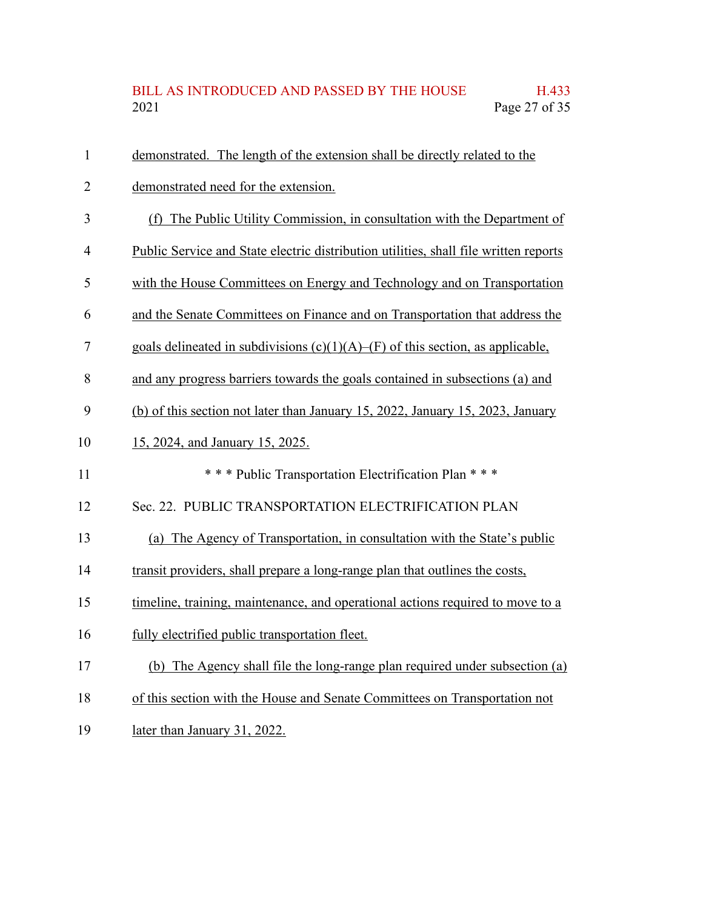demonstrated. The length of the extension shall be directly related to the demonstrated need for the extension.

(f) The Public Utility Commission, in consultation with the Department of Public Service and State electric distribution utilities, shall file written reports with the House Committees on Energy and Technology and on Transportation and the Senate Committees on Finance and on Transportation that address the goals delineated in subdivisions (c)(1)(A)–(F) of this section, as applicable, and any progress barriers towards the goals contained in subsections (a) and (b) of this section not later than January 15, 2022, January 15, 2023, January 15, 2024, and January 15, 2025.

\* \* \* Public Transportation Electrification Plan \* \* \*

Sec. 22. PUBLIC TRANSPORTATION ELECTRIFICATION PLAN

(a) The Agency of Transportation, in consultation with the State's public transit providers, shall prepare a long-range plan that outlines the costs, timeline, training, maintenance, and operational actions required to move to a fully electrified public transportation fleet.

(b) The Agency shall file the long-range plan required under subsection (a) of this section with the House and Senate Committees on Transportation not later than January 31, 2022.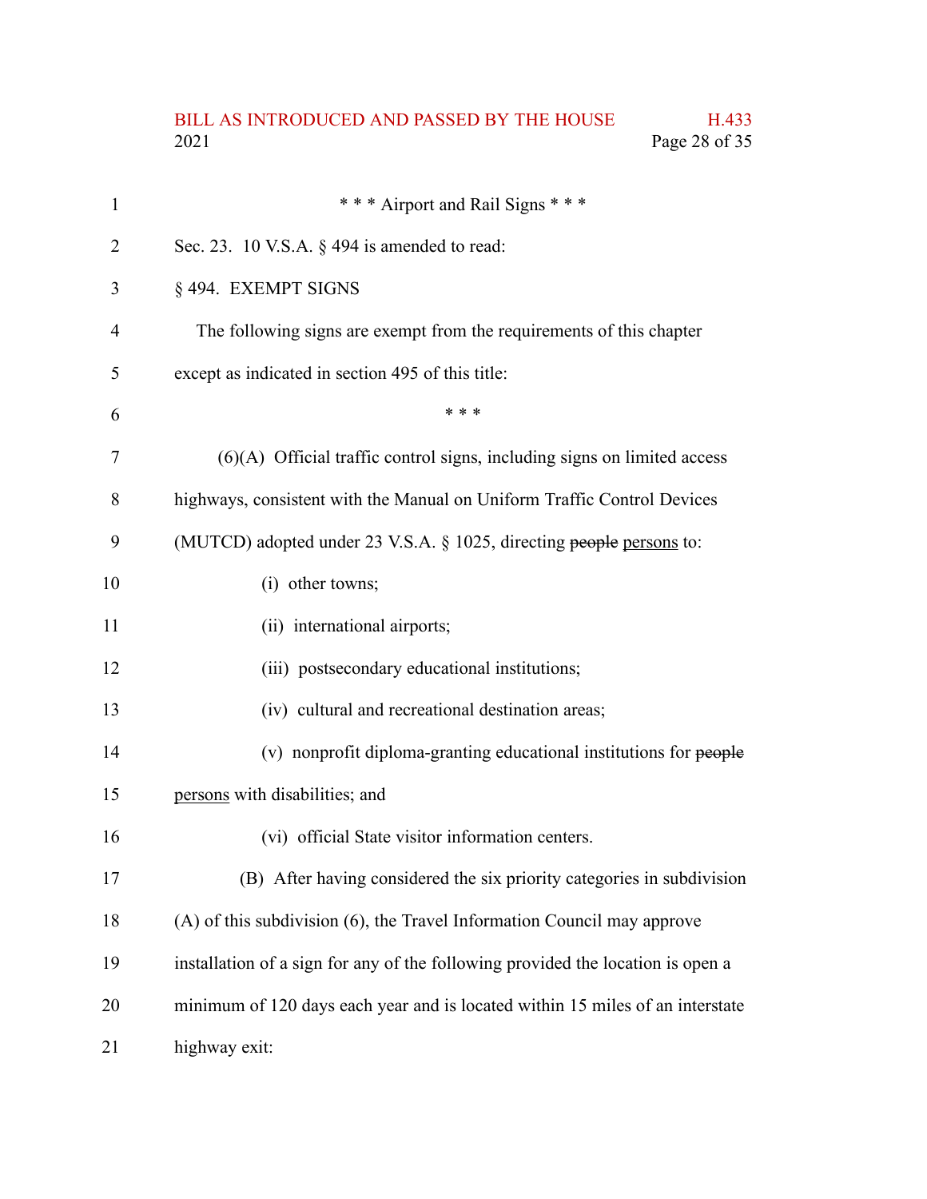\* \* \* Airport and Rail Signs \* \* \*

Sec. 23. 10 V.S.A. § 494 is amended to read:

§ 494. EXEMPT SIGNS

The following signs are exempt from the requirements of this chapter except as indicated in section 495 of this title:

\* \* \*

(6)(A) Official traffic control signs, including signs on limited access highways, consistent with the Manual on Uniform Traffic Control Devices (MUTCD) adopted under 23 V.S.A. § 1025, directing ~~people~~ persons to:

(i) other towns;

(ii) international airports;

(iii) postsecondary educational institutions;

(iv) cultural and recreational destination areas;

(v) nonprofit diploma-granting educational institutions for ~~people~~ persons with disabilities; and

(vi) official State visitor information centers.

(B) After having considered the six priority categories in subdivision (A) of this subdivision (6), the Travel Information Council may approve installation of a sign for any of the following provided the location is open a minimum of 120 days each year and is located within 15 miles of an interstate highway exit: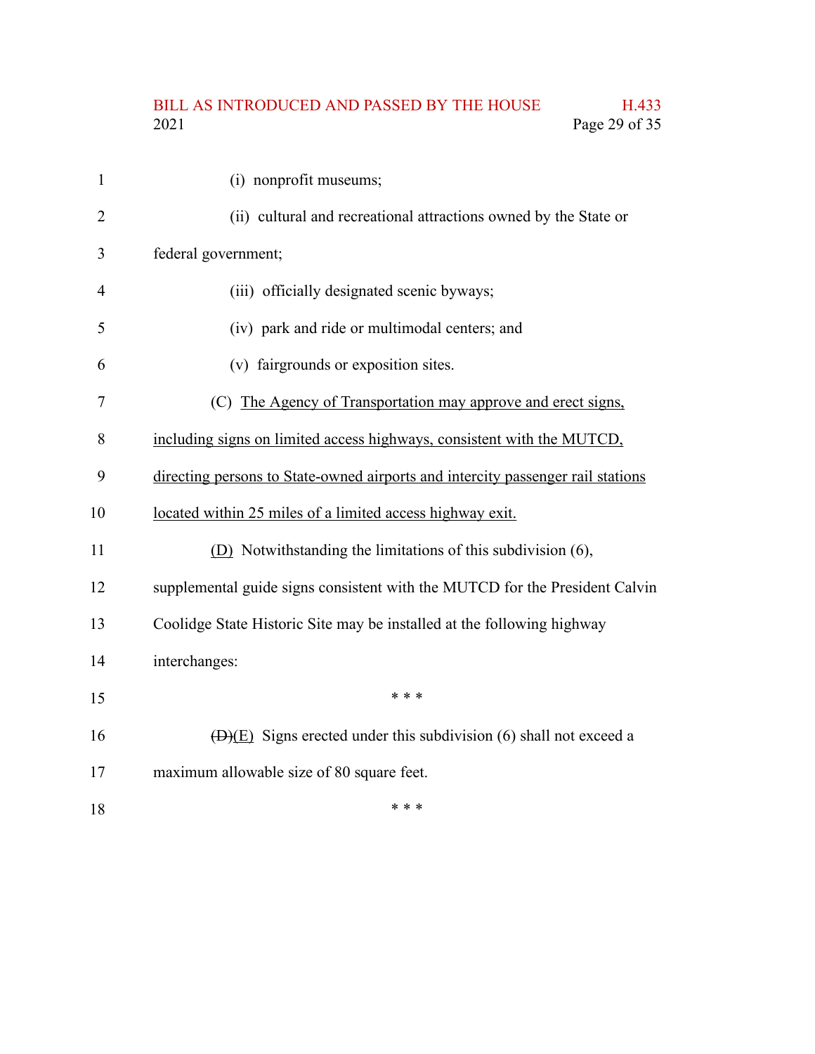(i) nonprofit museums;

(ii) cultural and recreational attractions owned by the State or federal government;

(iii) officially designated scenic byways;

(iv) park and ride or multimodal centers; and

(v) fairgrounds or exposition sites.

(C) <u>The Agency of Transportation may approve and erect signs, including signs on limited access highways, consistent with the MUTCD, directing persons to State-owned airports and intercity passenger rail stations located within 25 miles of a limited access highway exit.</u>

<u>(D)</u> Notwithstanding the limitations of this subdivision (6), supplemental guide signs consistent with the MUTCD for the President Calvin Coolidge State Historic Site may be installed at the following highway interchanges:

\* \* \*

~~(D)~~<u>(E)</u> Signs erected under this subdivision (6) shall not exceed a maximum allowable size of 80 square feet.

\* \* \*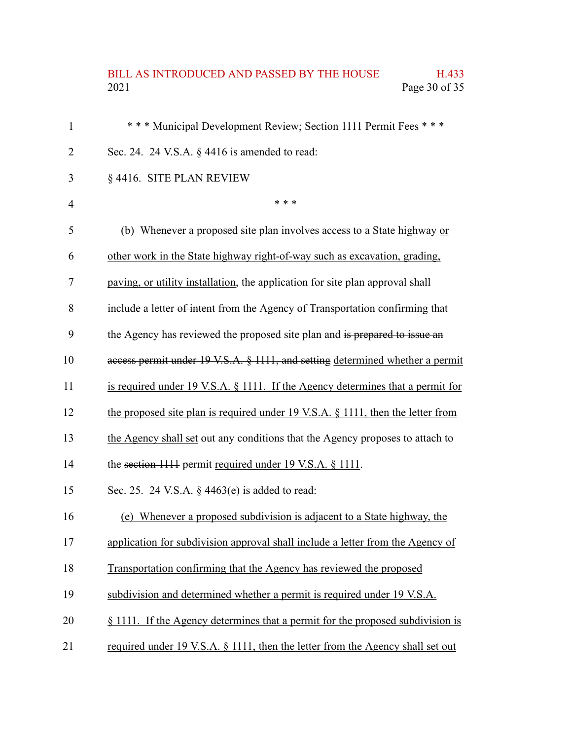\* \* \* Municipal Development Review; Section 1111 Permit Fees \* \* \*

Sec. 24. 24 V.S.A. § 4416 is amended to read:

§ 4416. SITE PLAN REVIEW

\* \* \*

(b) Whenever a proposed site plan involves access to a State highway or other work in the State highway right-of-way such as excavation, grading, paving, or utility installation, the application for site plan approval shall include a letter ~~of intent~~ from the Agency of Transportation confirming that the Agency has reviewed the proposed site plan and ~~is prepared to issue an access permit under 19 V.S.A. § 1111, and setting~~ determined whether a permit is required under 19 V.S.A. § 1111. If the Agency determines that a permit for the proposed site plan is required under 19 V.S.A. § 1111, then the letter from the Agency shall set out any conditions that the Agency proposes to attach to the ~~section 1111~~ permit required under 19 V.S.A. § 1111.

Sec. 25. 24 V.S.A. § 4463(e) is added to read:

(e) Whenever a proposed subdivision is adjacent to a State highway, the application for subdivision approval shall include a letter from the Agency of Transportation confirming that the Agency has reviewed the proposed subdivision and determined whether a permit is required under 19 V.S.A. § 1111. If the Agency determines that a permit for the proposed subdivision is required under 19 V.S.A. § 1111, then the letter from the Agency shall set out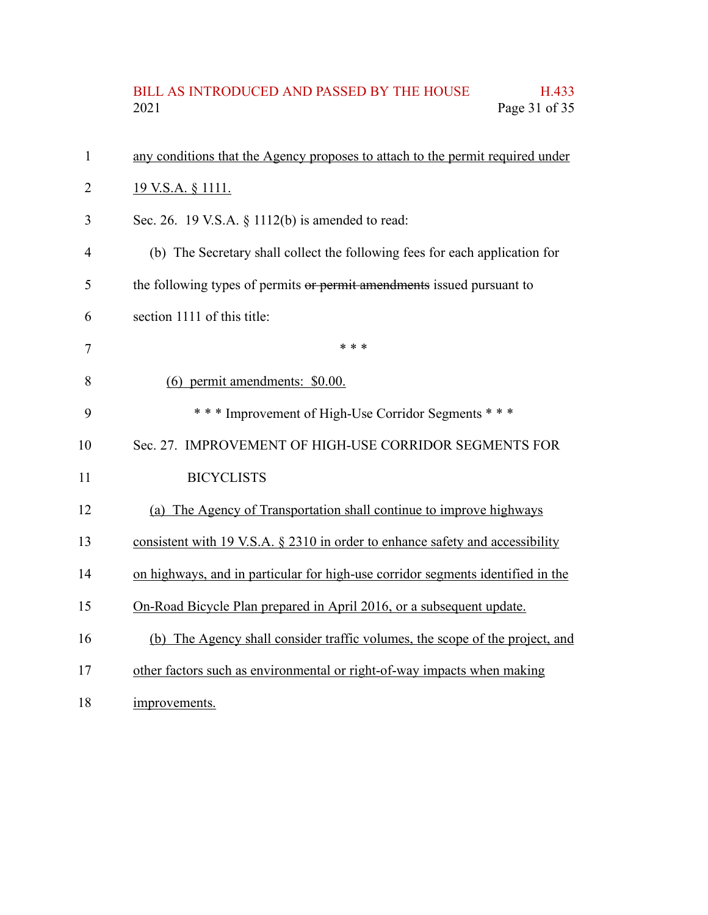any conditions that the Agency proposes to attach to the permit required under 19 V.S.A. § 1111.

Sec. 26. 19 V.S.A. § 1112(b) is amended to read:

(b) The Secretary shall collect the following fees for each application for the following types of permits ~~or permit amendments~~ issued pursuant to section 1111 of this title:

\* \* \*

(6) permit amendments: $0.00.

\* \* \* Improvement of High-Use Corridor Segments \* \* \*

Sec. 27. IMPROVEMENT OF HIGH-USE CORRIDOR SEGMENTS FOR BICYCLISTS

(a) The Agency of Transportation shall continue to improve highways consistent with 19 V.S.A. § 2310 in order to enhance safety and accessibility on highways, and in particular for high-use corridor segments identified in the On-Road Bicycle Plan prepared in April 2016, or a subsequent update.

(b) The Agency shall consider traffic volumes, the scope of the project, and other factors such as environmental or right-of-way impacts when making improvements.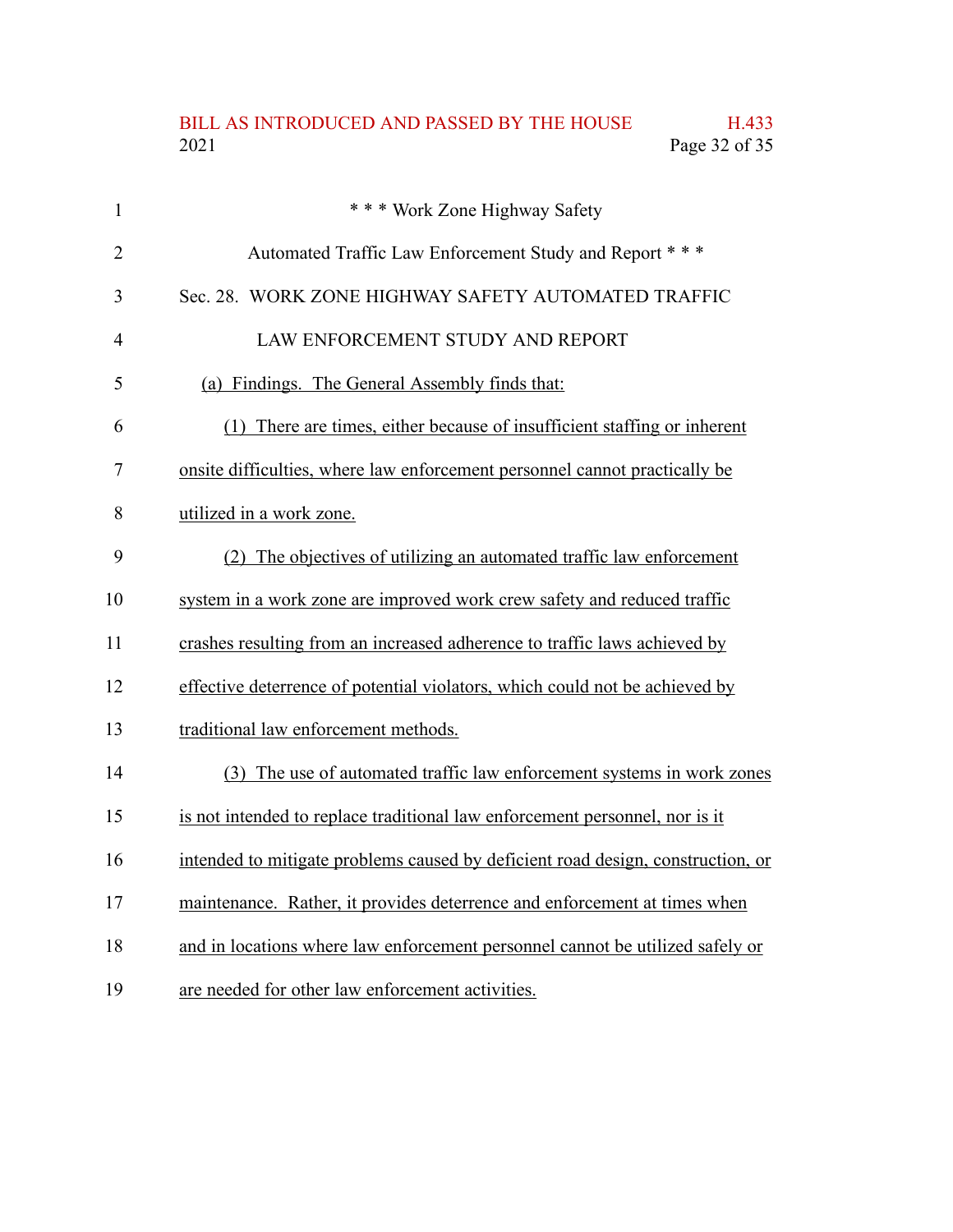\* \* \* Work Zone Highway Safety

Automated Traffic Law Enforcement Study and Report \* \* \*

Sec. 28. WORK ZONE HIGHWAY SAFETY AUTOMATED TRAFFIC LAW ENFORCEMENT STUDY AND REPORT

(a) Findings. The General Assembly finds that:

(1) There are times, either because of insufficient staffing or inherent onsite difficulties, where law enforcement personnel cannot practically be utilized in a work zone.

(2) The objectives of utilizing an automated traffic law enforcement system in a work zone are improved work crew safety and reduced traffic crashes resulting from an increased adherence to traffic laws achieved by effective deterrence of potential violators, which could not be achieved by traditional law enforcement methods.

(3) The use of automated traffic law enforcement systems in work zones is not intended to replace traditional law enforcement personnel, nor is it intended to mitigate problems caused by deficient road design, construction, or maintenance. Rather, it provides deterrence and enforcement at times when and in locations where law enforcement personnel cannot be utilized safely or are needed for other law enforcement activities.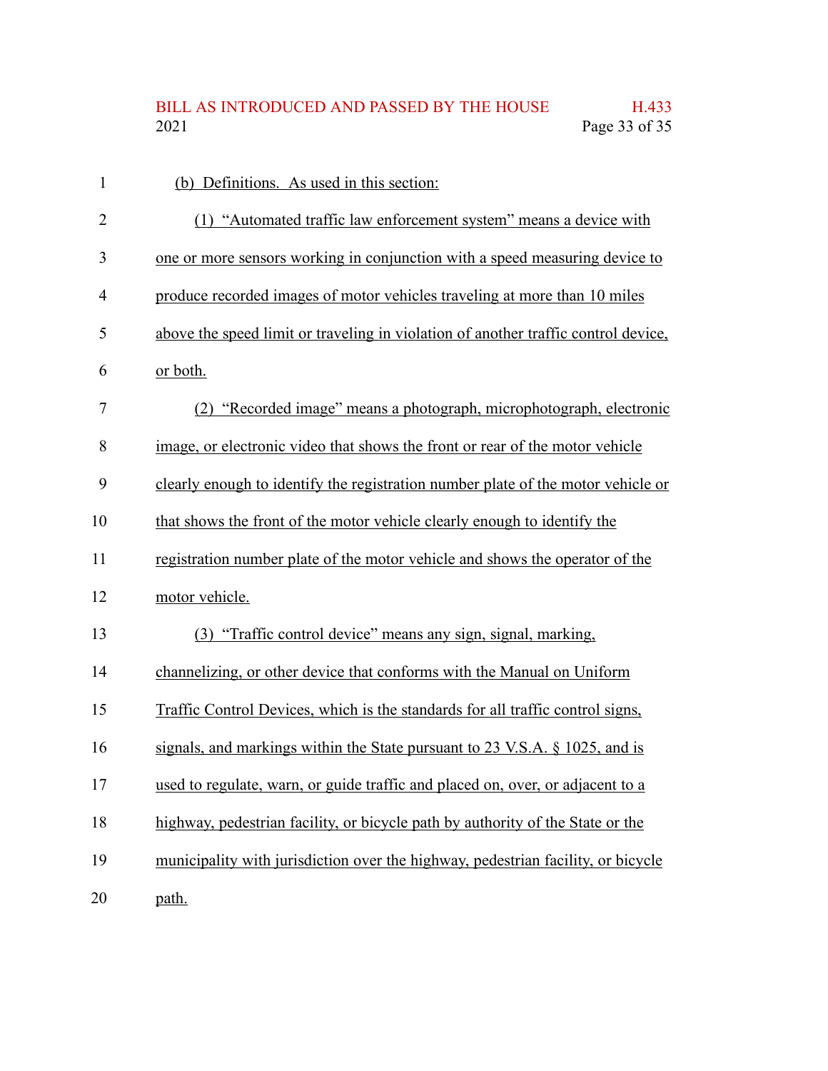(b) Definitions. As used in this section:

(1) "Automated traffic law enforcement system" means a device with one or more sensors working in conjunction with a speed measuring device to produce recorded images of motor vehicles traveling at more than 10 miles above the speed limit or traveling in violation of another traffic control device, or both.

(2) "Recorded image" means a photograph, microphotograph, electronic image, or electronic video that shows the front or rear of the motor vehicle clearly enough to identify the registration number plate of the motor vehicle or that shows the front of the motor vehicle clearly enough to identify the registration number plate of the motor vehicle and shows the operator of the motor vehicle.

(3) "Traffic control device" means any sign, signal, marking, channelizing, or other device that conforms with the Manual on Uniform Traffic Control Devices, which is the standards for all traffic control signs, signals, and markings within the State pursuant to 23 V.S.A. § 1025, and is used to regulate, warn, or guide traffic and placed on, over, or adjacent to a highway, pedestrian facility, or bicycle path by authority of the State or the municipality with jurisdiction over the highway, pedestrian facility, or bicycle path.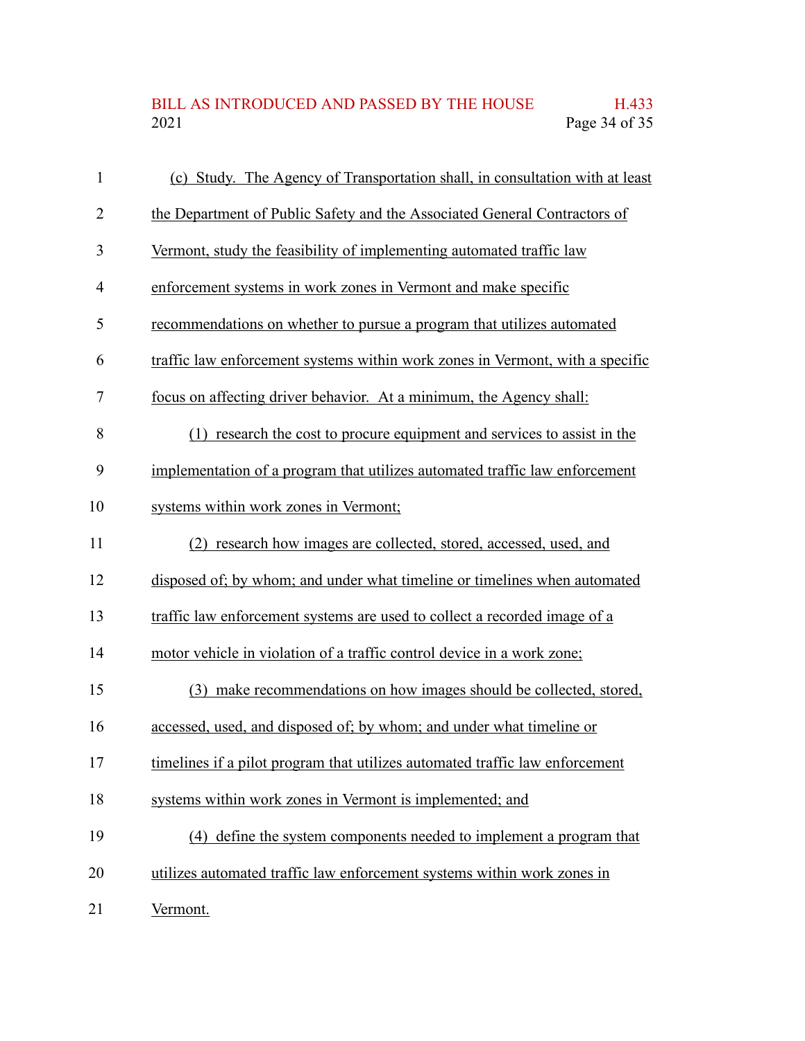(c) Study. The Agency of Transportation shall, in consultation with at least the Department of Public Safety and the Associated General Contractors of Vermont, study the feasibility of implementing automated traffic law enforcement systems in work zones in Vermont and make specific recommendations on whether to pursue a program that utilizes automated traffic law enforcement systems within work zones in Vermont, with a specific focus on affecting driver behavior. At a minimum, the Agency shall:

(1) research the cost to procure equipment and services to assist in the implementation of a program that utilizes automated traffic law enforcement systems within work zones in Vermont;

(2) research how images are collected, stored, accessed, used, and disposed of; by whom; and under what timeline or timelines when automated traffic law enforcement systems are used to collect a recorded image of a motor vehicle in violation of a traffic control device in a work zone;

(3) make recommendations on how images should be collected, stored, accessed, used, and disposed of; by whom; and under what timeline or timelines if a pilot program that utilizes automated traffic law enforcement systems within work zones in Vermont is implemented; and

(4) define the system components needed to implement a program that utilizes automated traffic law enforcement systems within work zones in Vermont.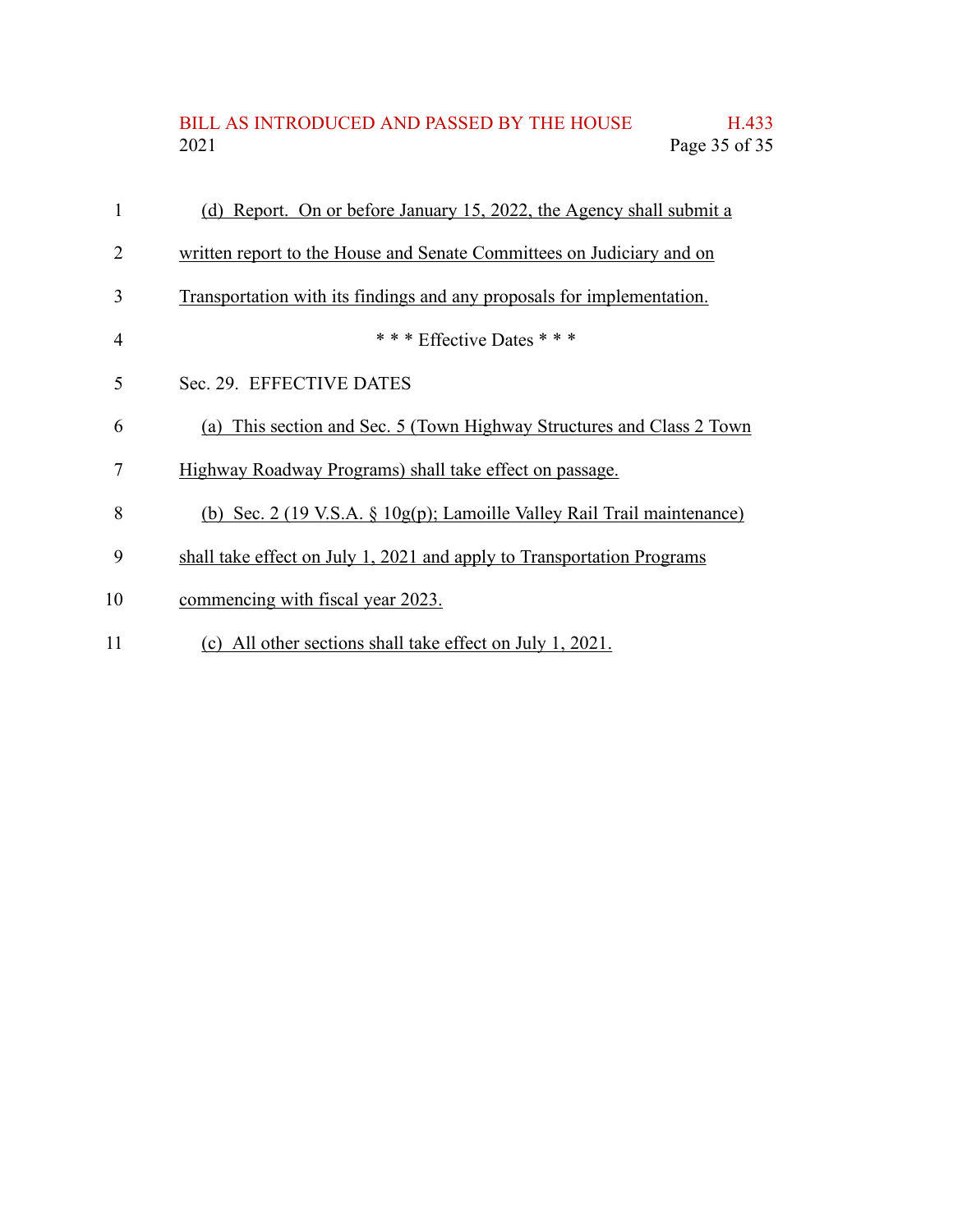(d) Report. On or before January 15, 2022, the Agency shall submit a written report to the House and Senate Committees on Judiciary and on Transportation with its findings and any proposals for implementation.

\* \* \* Effective Dates \* \* \*

Sec. 29. EFFECTIVE DATES

(a) This section and Sec. 5 (Town Highway Structures and Class 2 Town Highway Roadway Programs) shall take effect on passage.

(b) Sec. 2 (19 V.S.A. § 10g(p); Lamoille Valley Rail Trail maintenance) shall take effect on July 1, 2021 and apply to Transportation Programs commencing with fiscal year 2023.

(c) All other sections shall take effect on July 1, 2021.